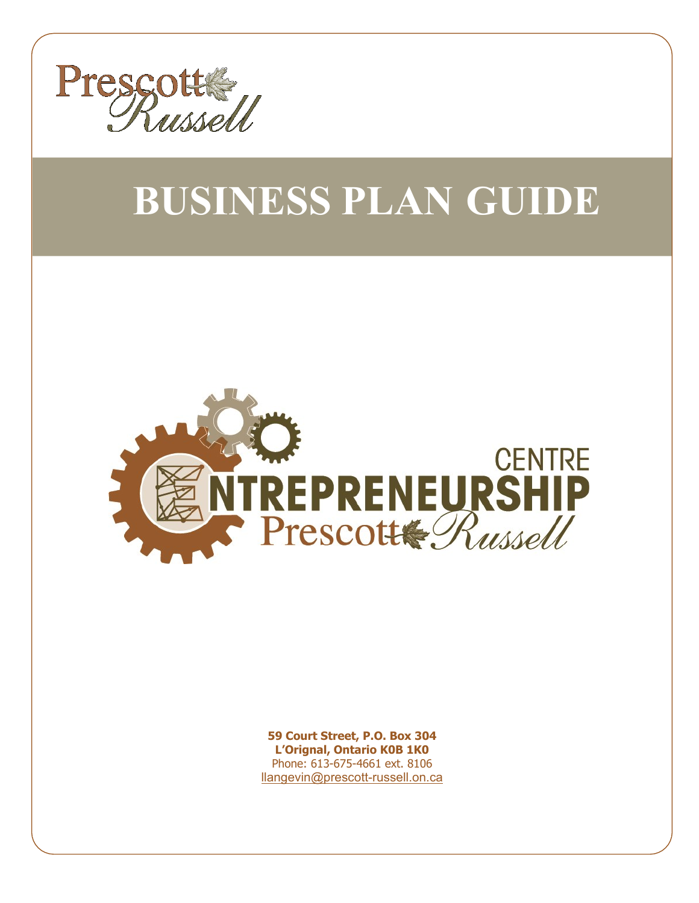Prescott Russell

# BUSINESS PLAN GUIDE

CENTRE ENTREPRENEURSHIP Prescott Russell

**59 Court Street, P.O. Box 304**
**L'Orignal, Ontario K0B 1K0**
Phone: 613-675-4661 ext. 8106
llangevin@prescott-russell.on.ca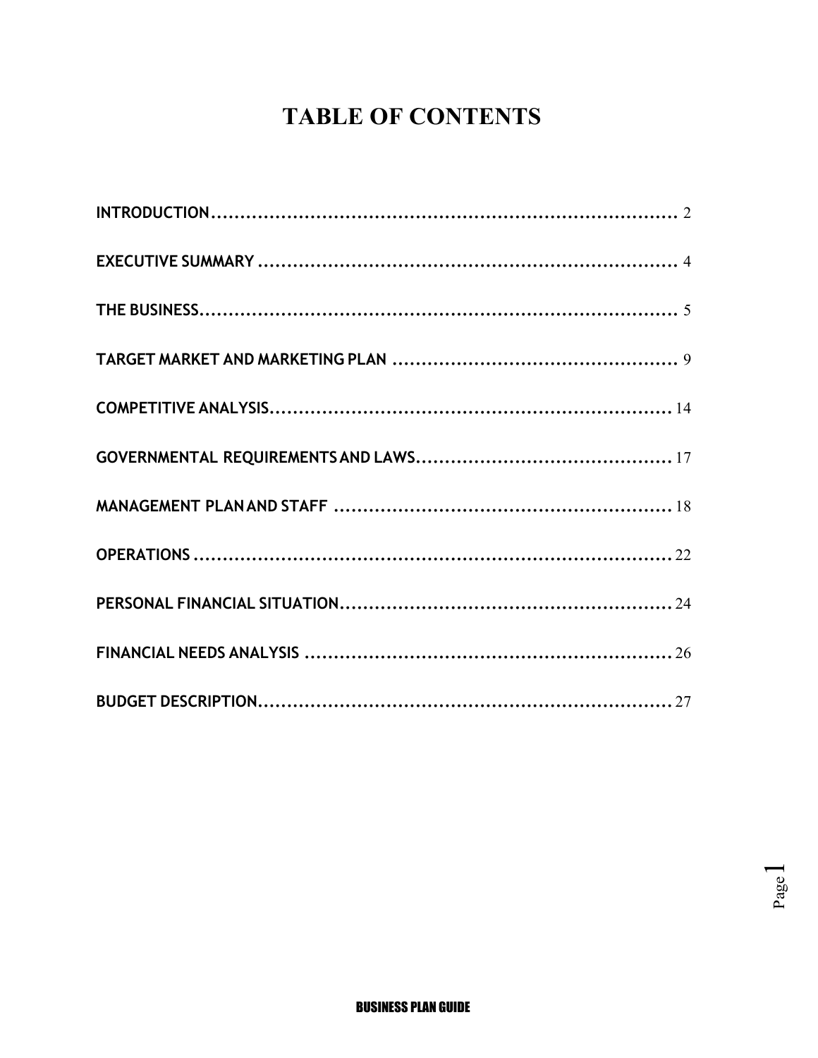# TABLE OF CONTENTS

INTRODUCTION........................................................................ 2

EXECUTIVE SUMMARY ................................................................ 4

THE BUSINESS.......................................................................... 5

TARGET MARKET AND MARKETING PLAN ........................................ 9

COMPETITIVE ANALYSIS............................................................ 14

GOVERNMENTAL REQUIREMENTS AND LAWS................................... 17

MANAGEMENT PLAN AND STAFF ................................................. 18

OPERATIONS ......................................................................... 22

PERSONAL FINANCIAL SITUATION................................................ 24

FINANCIAL NEEDS ANALYSIS ...................................................... 26

BUDGET DESCRIPTION.............................................................. 27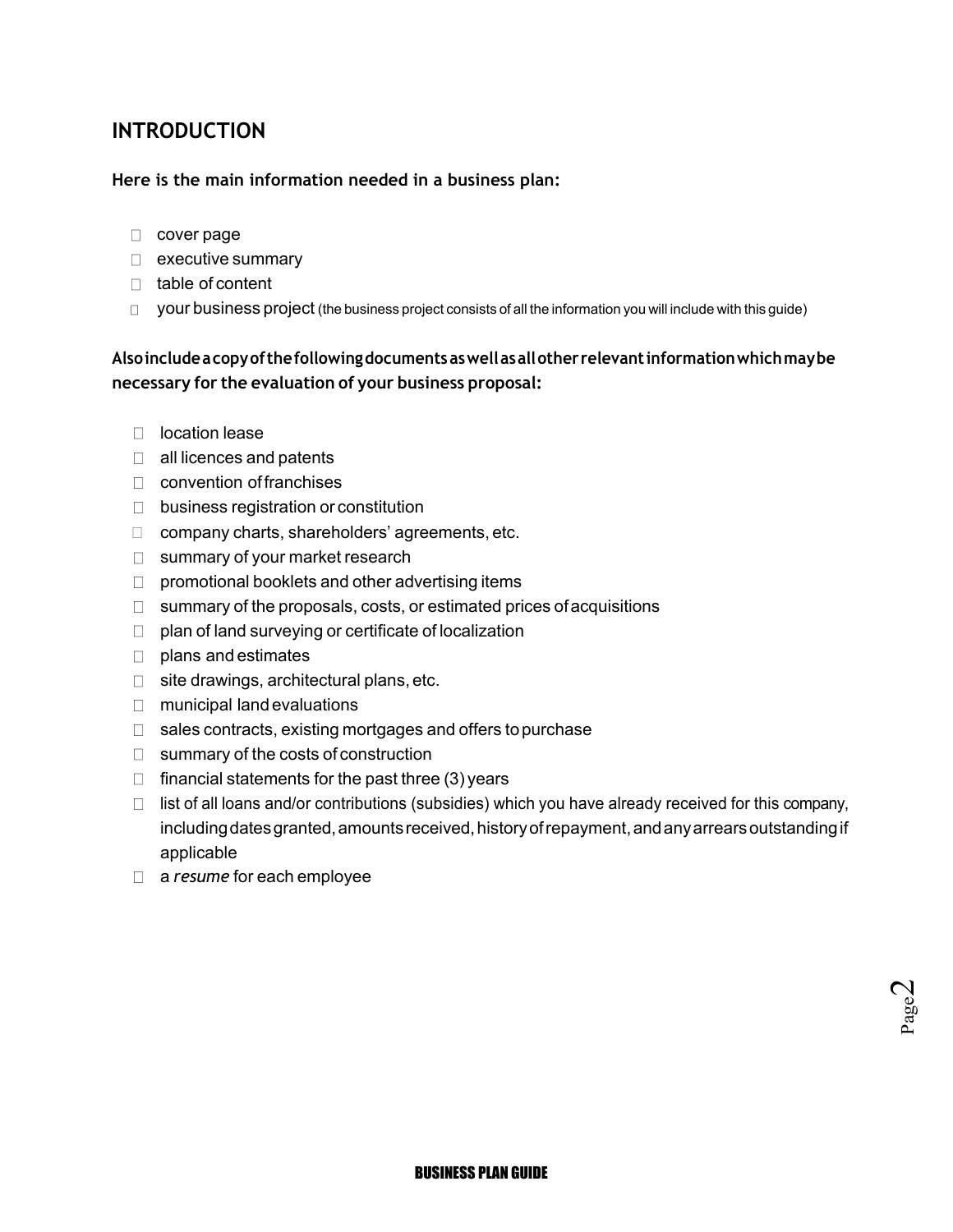## INTRODUCTION

**Here is the main information needed in a business plan:**

- cover page
- executive summary
- table of content
- your business project (the business project consists of all the information you will include with this guide)

**Also include a copy of the following documents as well as all other relevant information which may be necessary for the evaluation of your business proposal:**

- location lease
- all licences and patents
- convention of franchises
- business registration or constitution
- company charts, shareholders' agreements, etc.
- summary of your market research
- promotional booklets and other advertising items
- summary of the proposals, costs, or estimated prices of acquisitions
- plan of land surveying or certificate of localization
- plans and estimates
- site drawings, architectural plans, etc.
- municipal land evaluations
- sales contracts, existing mortgages and offers to purchase
- summary of the costs of construction
- financial statements for the past three (3) years
- list of all loans and/or contributions (subsidies) which you have already received for this company, including dates granted, amounts received, history of repayment, and any arrears outstanding if applicable
- a *resume* for each employee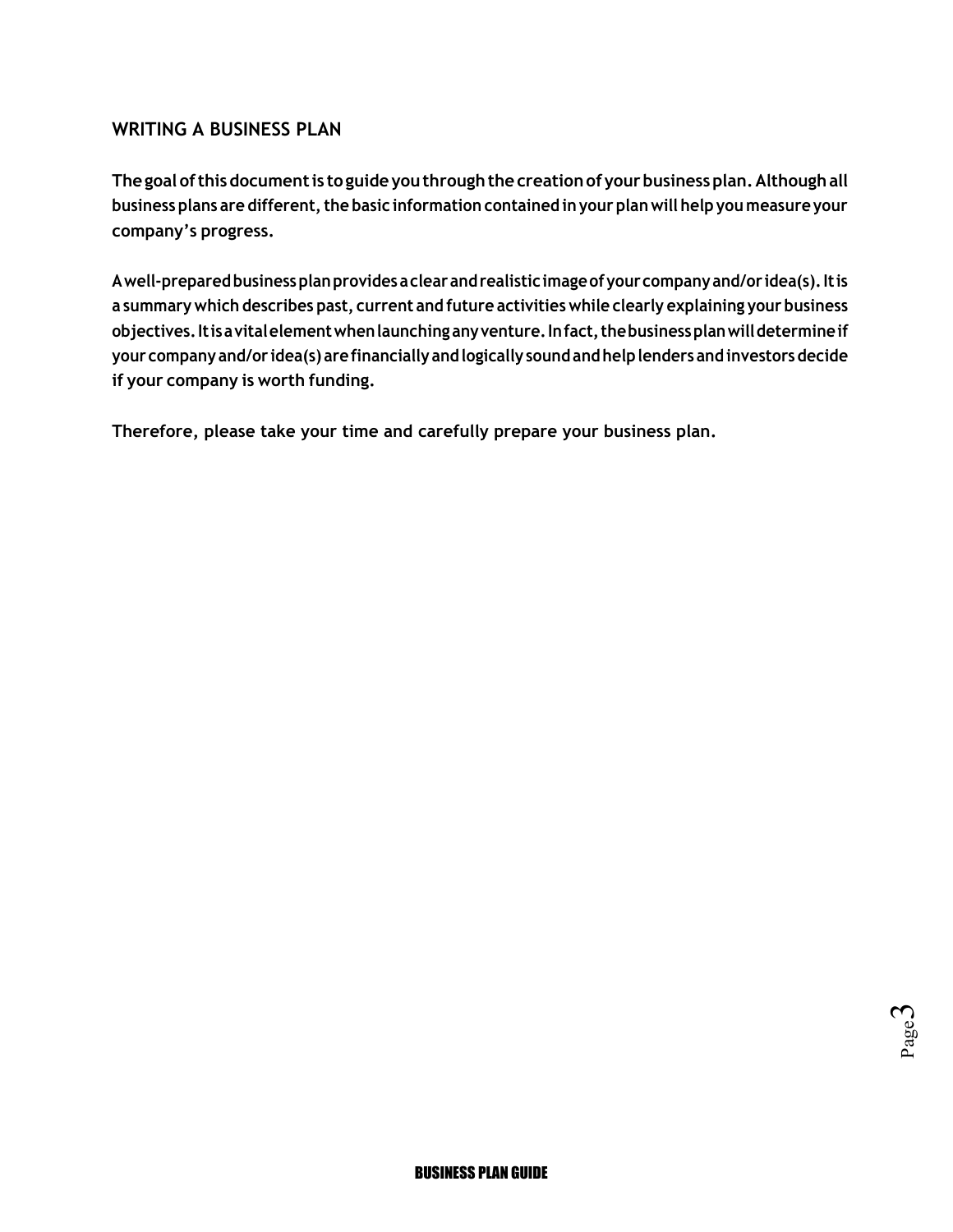## WRITING A BUSINESS PLAN

The goal of this document is to guide you through the creation of your business plan. Although all business plans are different, the basic information contained in your plan will help you measure your company's progress.

A well-prepared business plan provides a clear and realistic image of your company and/or idea(s). It is a summary which describes past, current and future activities while clearly explaining your business objectives. It is a vital element when launching any venture. In fact, the business plan will determine if your company and/or idea(s) are financially and logically sound and help lenders and investors decide if your company is worth funding.

Therefore, please take your time and carefully prepare your business plan.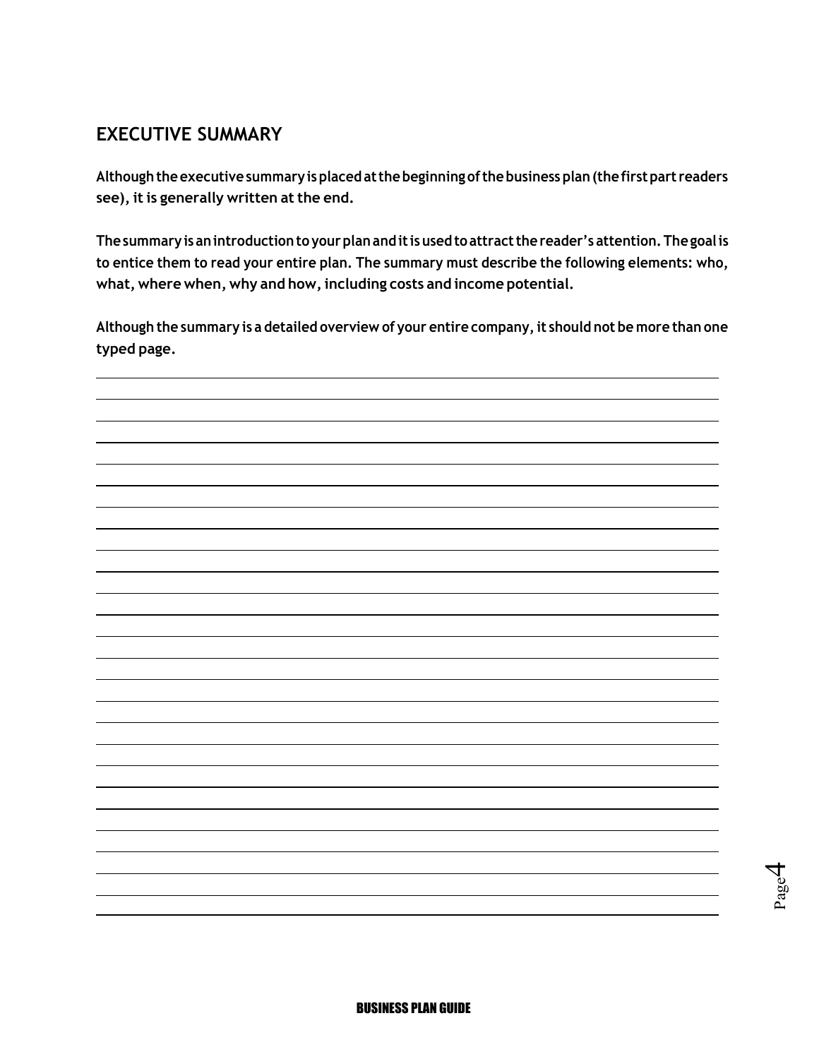## EXECUTIVE SUMMARY

**Although the executive summary is placed at the beginning of the business plan (the first part readers see), it is generally written at the end.**

**The summary is an introduction to your plan and it is used to attract the reader's attention. The goal is to entice them to read your entire plan. The summary must describe the following elements: who, what, where when, why and how, including costs and income potential.**

**Although the summary is a detailed overview of your entire company, it should not be more than one typed page.**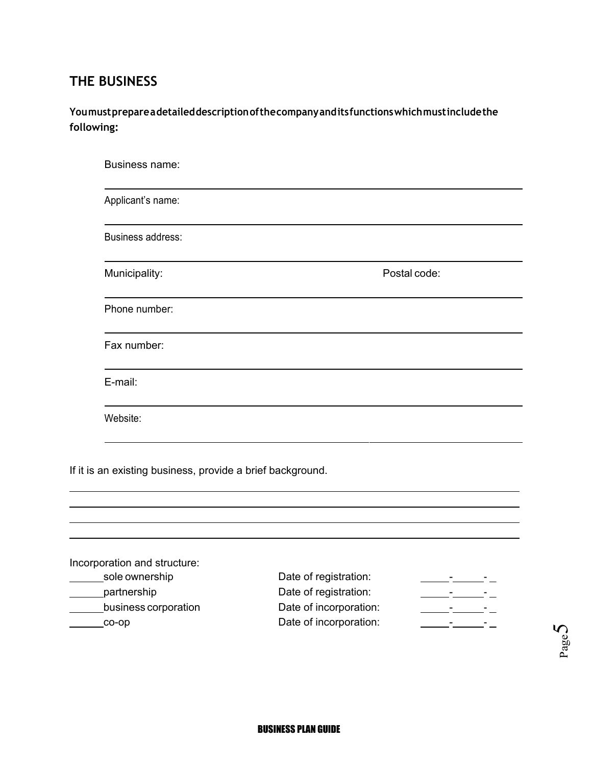## THE BUSINESS

**You must prepare a detailed description of the company and its functions which must include the following:**

Business name:

___

Applicant's name:

___

Business address:

___

Municipality: Postal code:

___

Phone number:

___

Fax number:

___

E-mail:

___

Website:

___

If it is an existing business, provide a brief background.

___

___

___

___

Incorporation and structure:

| | | |
|---|---|---|
| ______sole ownership | Date of registration: | _____-_____-_ |
| ______partnership | Date of registration: | _____-_____-_ |
| ______business corporation | Date of incorporation: | _____-_____-_ |
| ______co-op | Date of incorporation: | _____-_____-_ |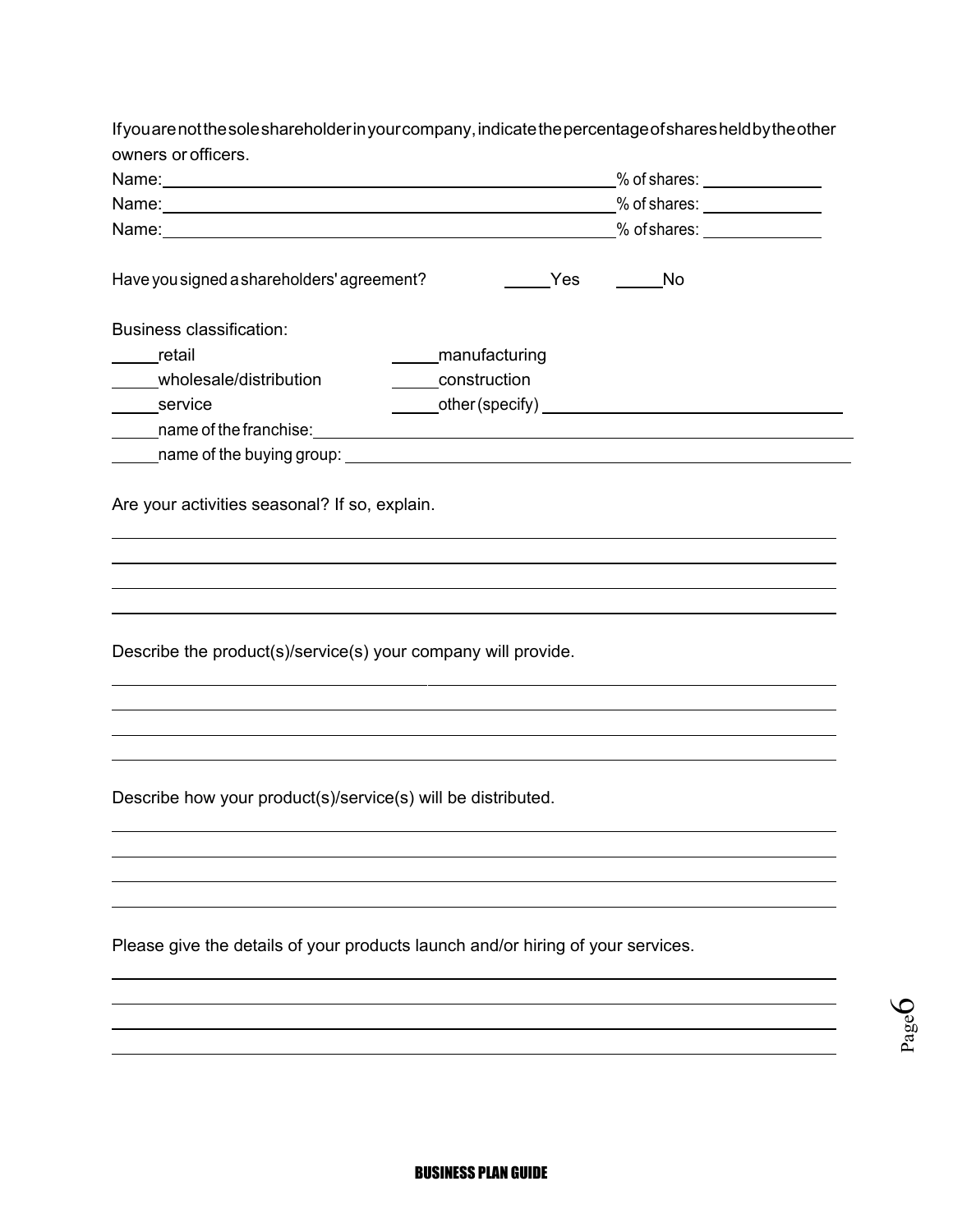If you are not the sole shareholder in your company, indicate the percentage of shares held by the other owners or officers.

Name:_______________________________________________ % of shares: ____________

Name:_______________________________________________ % of shares: ____________

Name:_______________________________________________ % of shares: ____________

Have you signed a shareholders' agreement? _____Yes _____No

Business classification:

_____retail _____manufacturing

_____wholesale/distribution _____construction

_____service _____other (specify) ______________________________

_____name of the franchise: ______________________________________________

_____name of the buying group: ___________________________________________

Are your activities seasonal? If so, explain.

______________________________________________________________________

______________________________________________________________________

______________________________________________________________________

______________________________________________________________________

Describe the product(s)/service(s) your company will provide.

______________________________________________________________________

______________________________________________________________________

______________________________________________________________________

______________________________________________________________________

Describe how your product(s)/service(s) will be distributed.

______________________________________________________________________

______________________________________________________________________

______________________________________________________________________

______________________________________________________________________

Please give the details of your products launch and/or hiring of your services.

______________________________________________________________________

______________________________________________________________________

______________________________________________________________________

______________________________________________________________________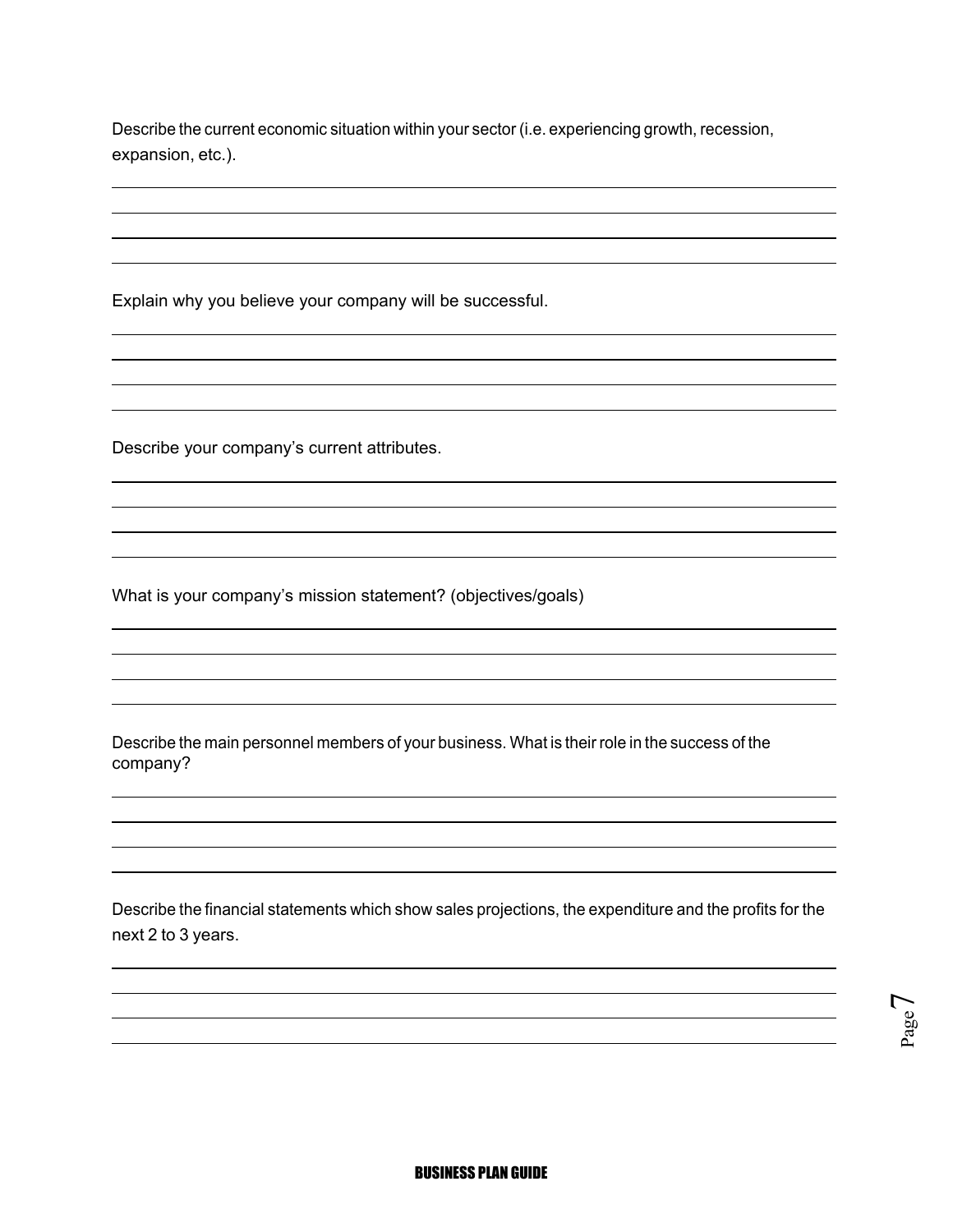Describe the current economic situation within your sector (i.e. experiencing growth, recession, expansion, etc.).

Explain why you believe your company will be successful.

Describe your company's current attributes.

What is your company's mission statement? (objectives/goals)

Describe the main personnel members of your business. What is their role in the success of the company?

Describe the financial statements which show sales projections, the expenditure and the profits for the next 2 to 3 years.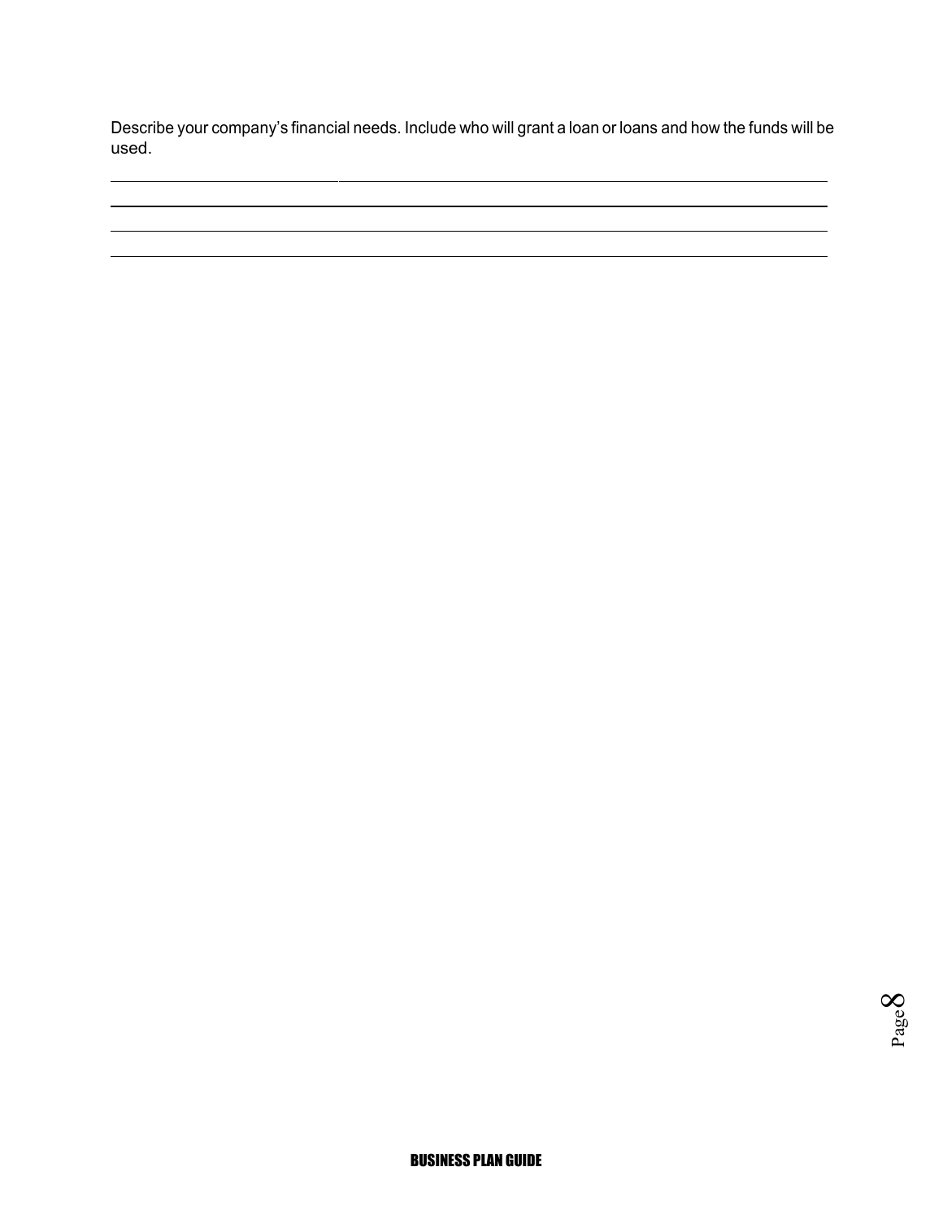Describe your company's financial needs. Include who will grant a loan or loans and how the funds will be used.

\_\_\_\_\_\_\_\_\_\_\_\_\_\_\_\_\_\_\_\_\_\_\_\_\_\_\_\_\_\_\_\_\_\_\_\_\_\_\_\_\_\_\_\_\_\_\_\_\_\_\_\_\_\_\_\_\_\_\_\_\_\_\_\_\_\_\_\_\_\_\_\_\_\_\_\_\_\_

\_\_\_\_\_\_\_\_\_\_\_\_\_\_\_\_\_\_\_\_\_\_\_\_\_\_\_\_\_\_\_\_\_\_\_\_\_\_\_\_\_\_\_\_\_\_\_\_\_\_\_\_\_\_\_\_\_\_\_\_\_\_\_\_\_\_\_\_\_\_\_\_\_\_\_\_\_\_

\_\_\_\_\_\_\_\_\_\_\_\_\_\_\_\_\_\_\_\_\_\_\_\_\_\_\_\_\_\_\_\_\_\_\_\_\_\_\_\_\_\_\_\_\_\_\_\_\_\_\_\_\_\_\_\_\_\_\_\_\_\_\_\_\_\_\_\_\_\_\_\_\_\_\_\_\_\_

\_\_\_\_\_\_\_\_\_\_\_\_\_\_\_\_\_\_\_\_\_\_\_\_\_\_\_\_\_\_\_\_\_\_\_\_\_\_\_\_\_\_\_\_\_\_\_\_\_\_\_\_\_\_\_\_\_\_\_\_\_\_\_\_\_\_\_\_\_\_\_\_\_\_\_\_\_\_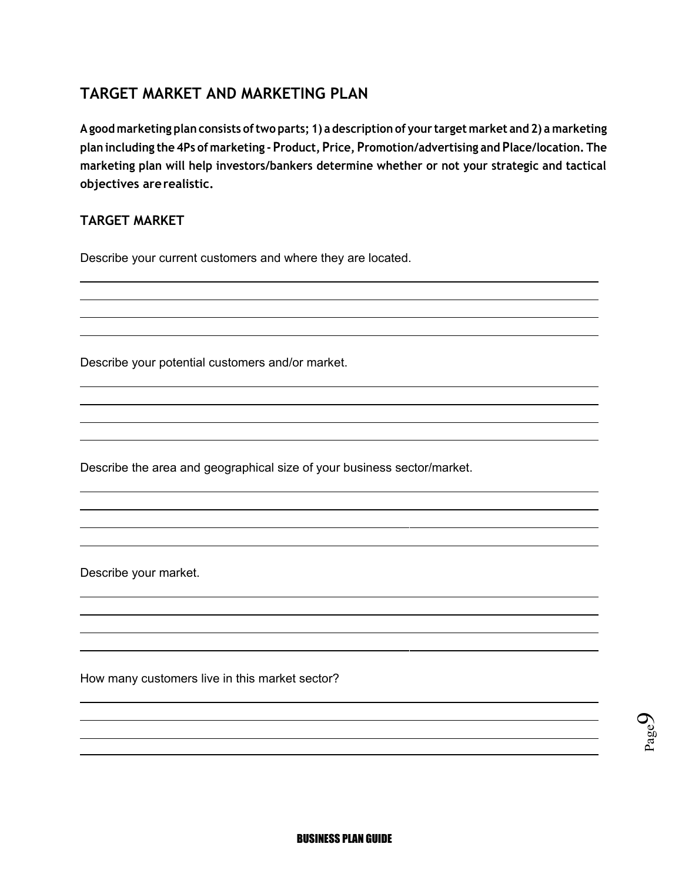## TARGET MARKET AND MARKETING PLAN

**A good marketing plan consists of two parts; 1) a description of your target market and 2) a marketing plan including the 4Ps of marketing - Product, Price, Promotion/advertising and Place/location. The marketing plan will help investors/bankers determine whether or not your strategic and tactical objectives are realistic.**

### TARGET MARKET

Describe your current customers and where they are located.

Describe your potential customers and/or market.

Describe the area and geographical size of your business sector/market.

Describe your market.

How many customers live in this market sector?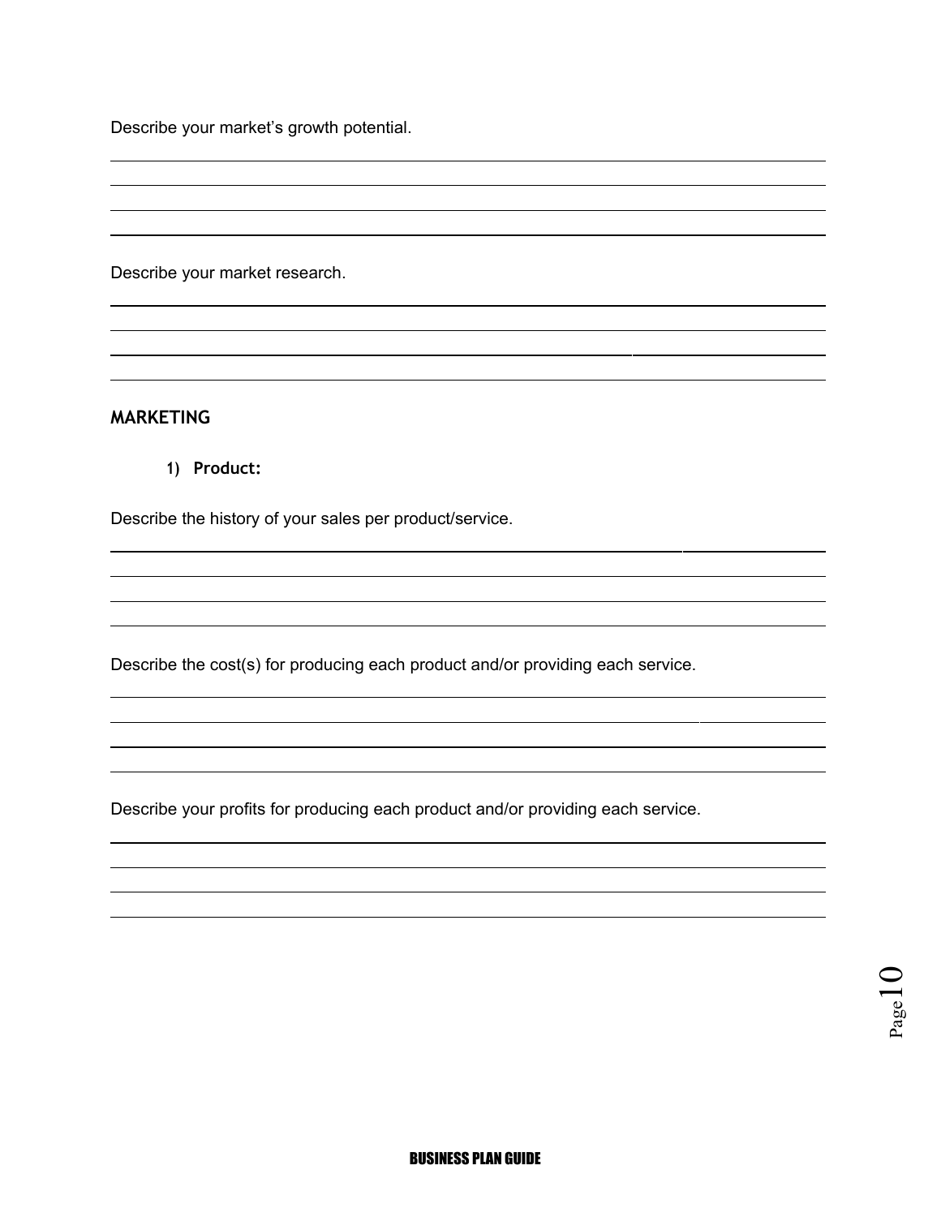Describe your market's growth potential.

Describe your market research.

## MARKETING

1) **Product:**

Describe the history of your sales per product/service.

Describe the cost(s) for producing each product and/or providing each service.

Describe your profits for producing each product and/or providing each service.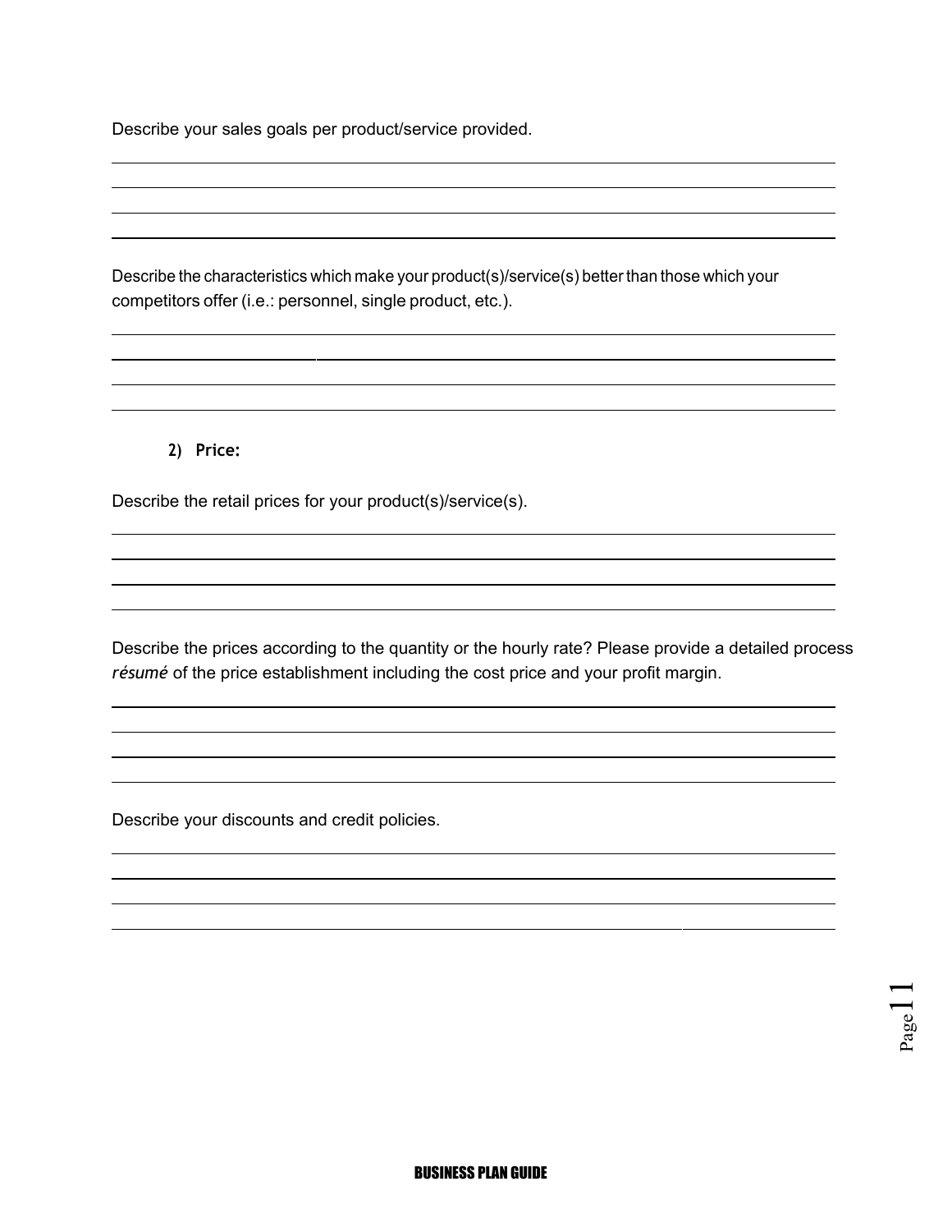Describe your sales goals per product/service provided.

Describe the characteristics which make your product(s)/service(s) better than those which your competitors offer (i.e.: personnel, single product, etc.).

2) **Price:**

Describe the retail prices for your product(s)/service(s).

Describe the prices according to the quantity or the hourly rate? Please provide a detailed process *résumé* of the price establishment including the cost price and your profit margin.

Describe your discounts and credit policies.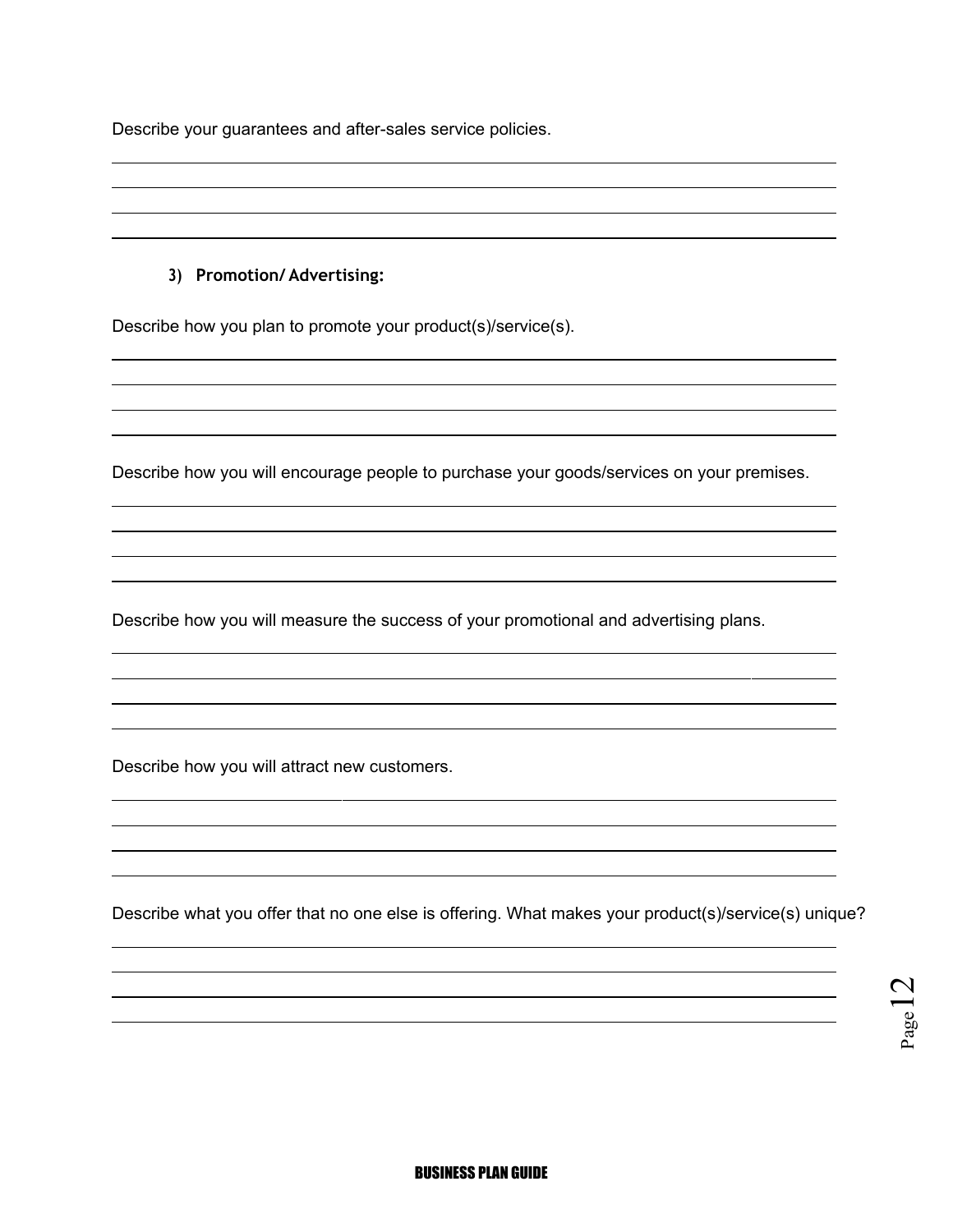Describe your guarantees and after-sales service policies.

### 3) Promotion/ Advertising:

Describe how you plan to promote your product(s)/service(s).

Describe how you will encourage people to purchase your goods/services on your premises.

Describe how you will measure the success of your promotional and advertising plans.

Describe how you will attract new customers.

Describe what you offer that no one else is offering. What makes your product(s)/service(s) unique?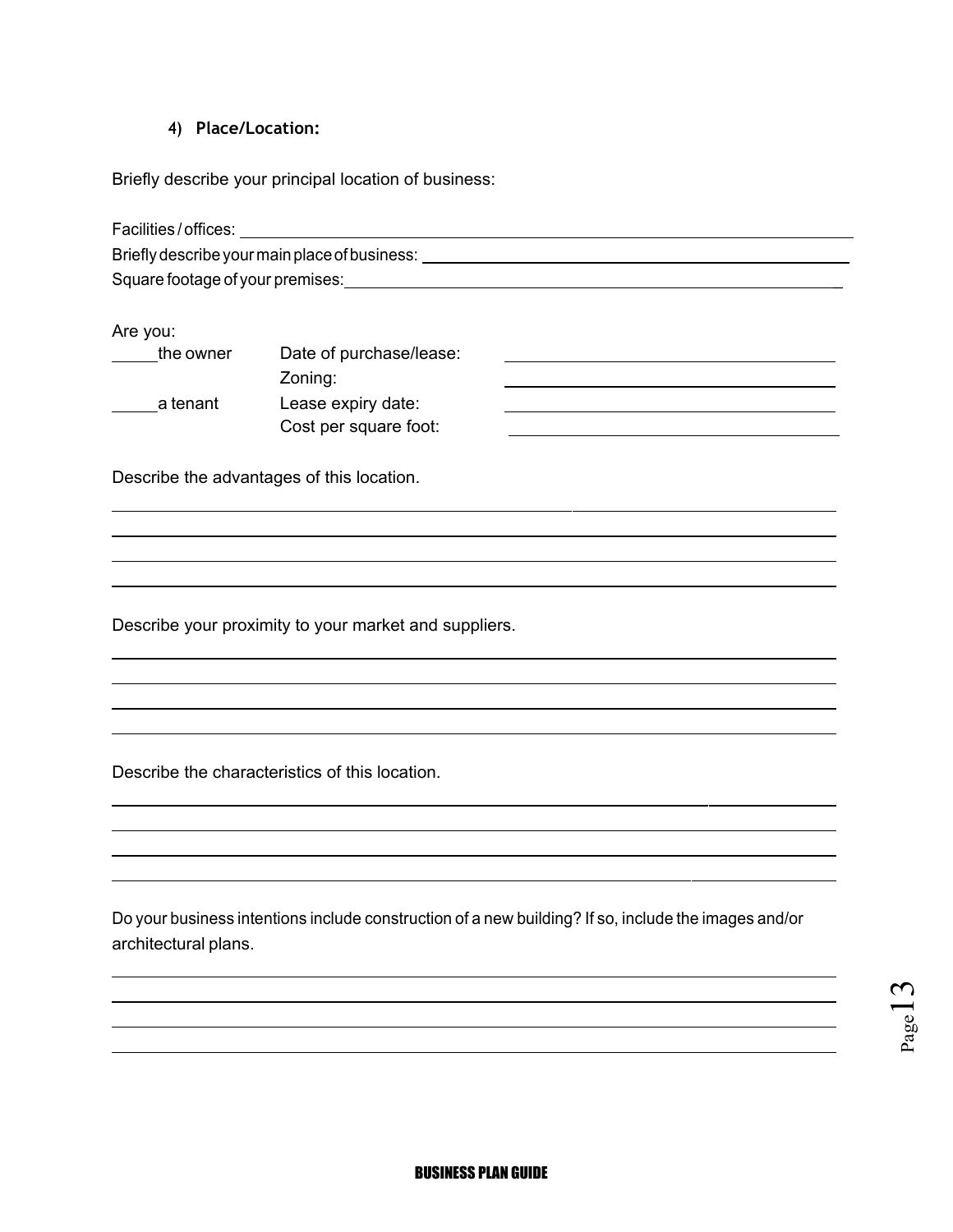4) **Place/Location:**

Briefly describe your principal location of business:

Facilities / offices: ______________________________

Briefly describe your main place of business: ______________________________

Square footage of your premises: ______________________________

Are you:

| | | |
|---|---|---|
| _____the owner | Date of purchase/lease: | ______________________ |
| | Zoning: | ______________________ |
| _____a tenant | Lease expiry date: | ______________________ |
| | Cost per square foot: | ______________________ |

Describe the advantages of this location.

______________________________________________________________________

______________________________________________________________________

______________________________________________________________________

______________________________________________________________________

Describe your proximity to your market and suppliers.

______________________________________________________________________

______________________________________________________________________

______________________________________________________________________

______________________________________________________________________

Describe the characteristics of this location.

______________________________________________________________________

______________________________________________________________________

______________________________________________________________________

______________________________________________________________________

Do your business intentions include construction of a new building? If so, include the images and/or architectural plans.

______________________________________________________________________

______________________________________________________________________

______________________________________________________________________

______________________________________________________________________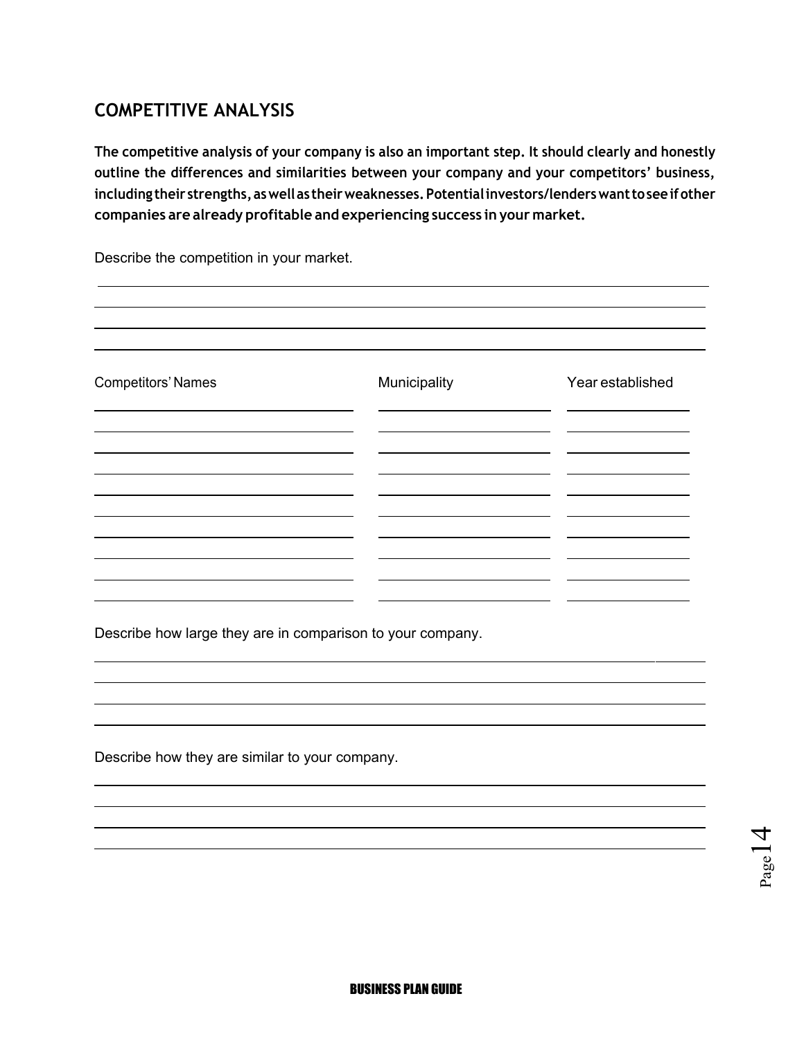## COMPETITIVE ANALYSIS

**The competitive analysis of your company is also an important step. It should clearly and honestly outline the differences and similarities between your company and your competitors' business, including their strengths, as well as their weaknesses. Potential investors/lenders want to see if other companies are already profitable and experiencing success in your market.**

Describe the competition in your market.

| Competitors' Names | Municipality | Year established |
| --- | --- | --- |
| | | |
| | | |
| | | |
| | | |
| | | |
| | | |
| | | |
| | | |
| | | |

Describe how large they are in comparison to your company.

Describe how they are similar to your company.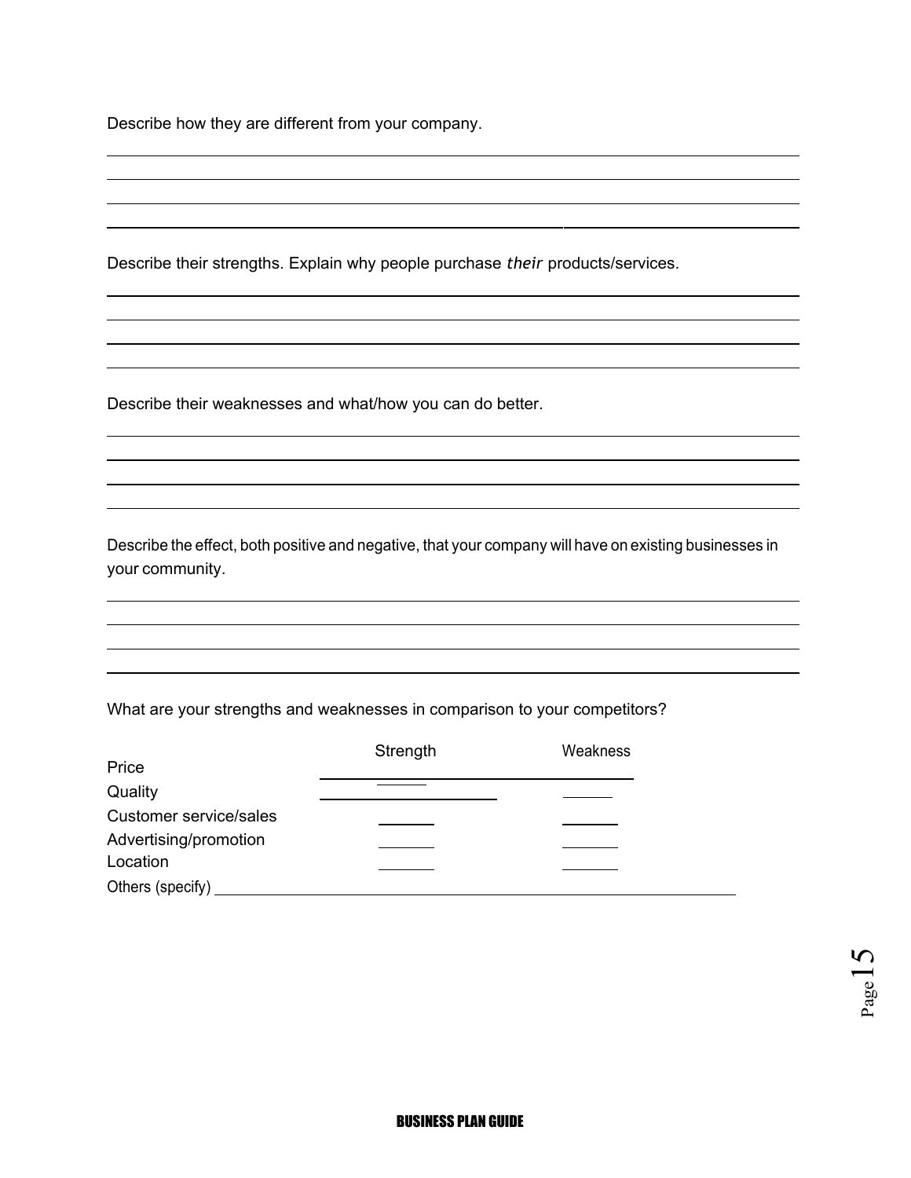Describe how they are different from your company.

Describe their strengths. Explain why people purchase *their* products/services.

Describe their weaknesses and what/how you can do better.

Describe the effect, both positive and negative, that your company will have on existing businesses in your community.

What are your strengths and weaknesses in comparison to your competitors?

| | Strength | Weakness |
|---|---|---|
| Price | | |
| Quality | | |
| Customer service/sales | | |
| Advertising/promotion | | |
| Location | | |

Others (specify)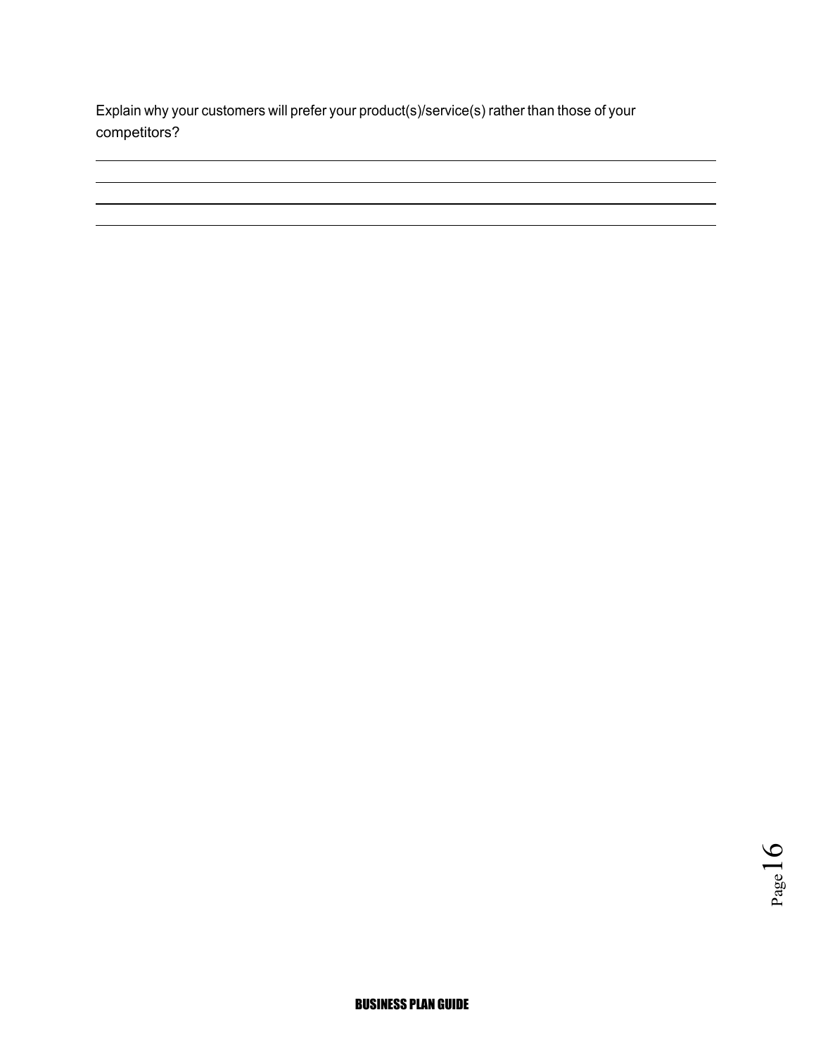Explain why your customers will prefer your product(s)/service(s) rather than those of your competitors?

\_\_\_\_\_\_\_\_\_\_\_\_\_\_\_\_\_\_\_\_\_\_\_\_\_\_\_\_\_\_\_\_\_\_\_\_\_\_\_\_\_\_\_\_\_\_\_\_\_\_\_\_\_\_\_\_\_\_\_\_\_\_\_\_\_\_\_\_\_\_\_\_

\_\_\_\_\_\_\_\_\_\_\_\_\_\_\_\_\_\_\_\_\_\_\_\_\_\_\_\_\_\_\_\_\_\_\_\_\_\_\_\_\_\_\_\_\_\_\_\_\_\_\_\_\_\_\_\_\_\_\_\_\_\_\_\_\_\_\_\_\_\_\_\_

\_\_\_\_\_\_\_\_\_\_\_\_\_\_\_\_\_\_\_\_\_\_\_\_\_\_\_\_\_\_\_\_\_\_\_\_\_\_\_\_\_\_\_\_\_\_\_\_\_\_\_\_\_\_\_\_\_\_\_\_\_\_\_\_\_\_\_\_\_\_\_\_

\_\_\_\_\_\_\_\_\_\_\_\_\_\_\_\_\_\_\_\_\_\_\_\_\_\_\_\_\_\_\_\_\_\_\_\_\_\_\_\_\_\_\_\_\_\_\_\_\_\_\_\_\_\_\_\_\_\_\_\_\_\_\_\_\_\_\_\_\_\_\_\_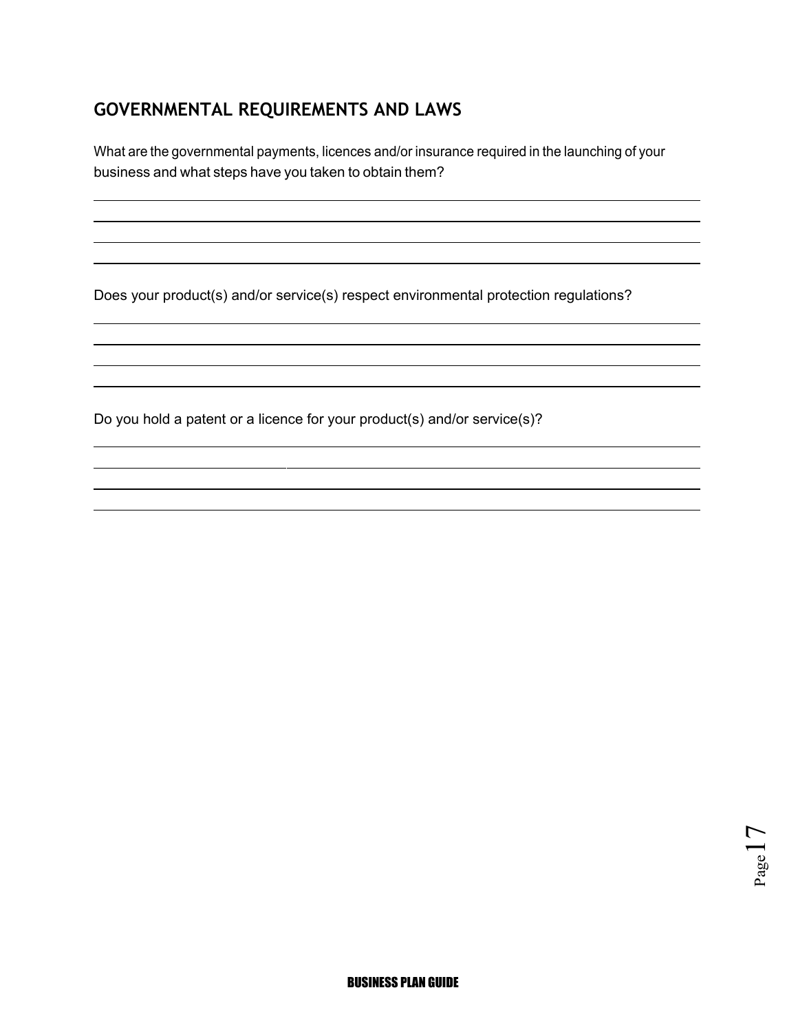## GOVERNMENTAL REQUIREMENTS AND LAWS

What are the governmental payments, licences and/or insurance required in the launching of your business and what steps have you taken to obtain them?

Does your product(s) and/or service(s) respect environmental protection regulations?

Do you hold a patent or a licence for your product(s) and/or service(s)?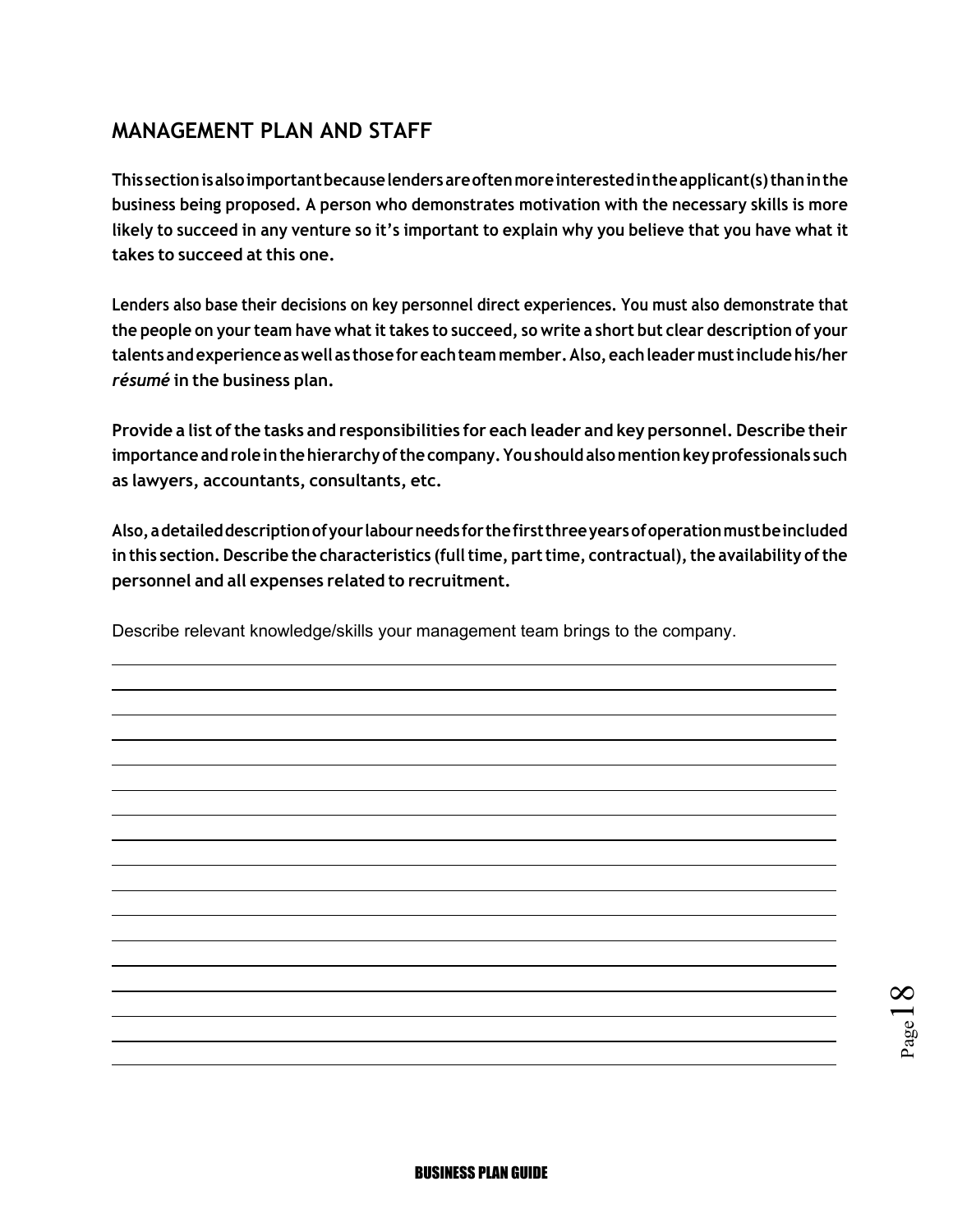## MANAGEMENT PLAN AND STAFF

**This section is also important because lenders are often more interested in the applicant(s) than in the business being proposed. A person who demonstrates motivation with the necessary skills is more likely to succeed in any venture so it's important to explain why you believe that you have what it takes to succeed at this one.**

**Lenders also base their decisions on key personnel direct experiences. You must also demonstrate that the people on your team have what it takes to succeed, so write a short but clear description of your talents and experience as well as those for each team member. Also, each leader must include his/her *résumé* in the business plan.**

**Provide a list of the tasks and responsibilities for each leader and key personnel. Describe their importance and role in the hierarchy of the company. You should also mention key professionals such as lawyers, accountants, consultants, etc.**

**Also, a detailed description of your labour needs for the first three years of operation must be included in this section. Describe the characteristics (full time, part time, contractual), the availability of the personnel and all expenses related to recruitment.**

Describe relevant knowledge/skills your management team brings to the company.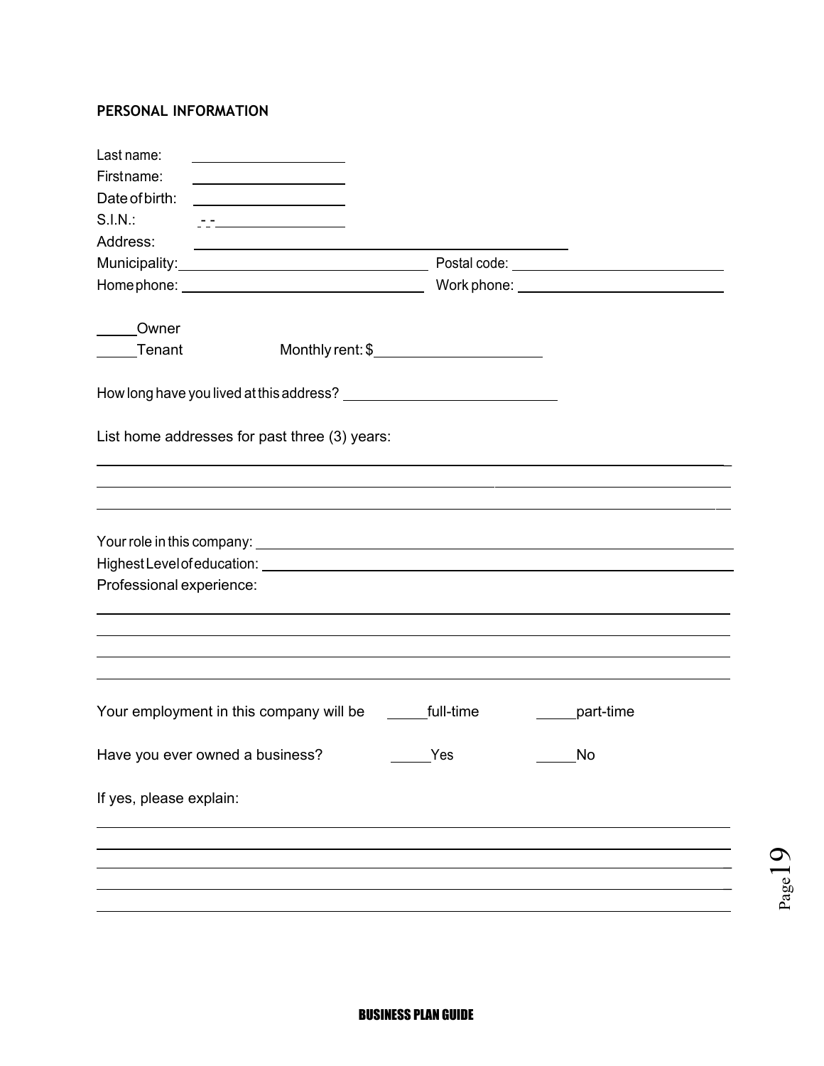## PERSONAL INFORMATION

Last name: ____________________

First name: ____________________

Date of birth: ____________________

S.I.N.: _-_-________________

Address: ________________________________________________

Municipality: ______________________________ Postal code: ____________________________

Home phone: ______________________________ Work phone: ____________________________

_____Owner

_____Tenant Monthly rent: $______________________

How long have you lived at this address? ____________________________

List home addresses for past three (3) years:

_______________________________________________________________________________

_______________________________________________________________________________

_______________________________________________________________________________

Your role in this company: ____________________________________________________________

Highest Level of education: ___________________________________________________________

Professional experience:

_______________________________________________________________________________

_______________________________________________________________________________

_______________________________________________________________________________

_______________________________________________________________________________

Your employment in this company will be _____full-time _____part-time

Have you ever owned a business? _____Yes _____No

If yes, please explain:

_______________________________________________________________________________

_______________________________________________________________________________

_______________________________________________________________________________

_______________________________________________________________________________

_______________________________________________________________________________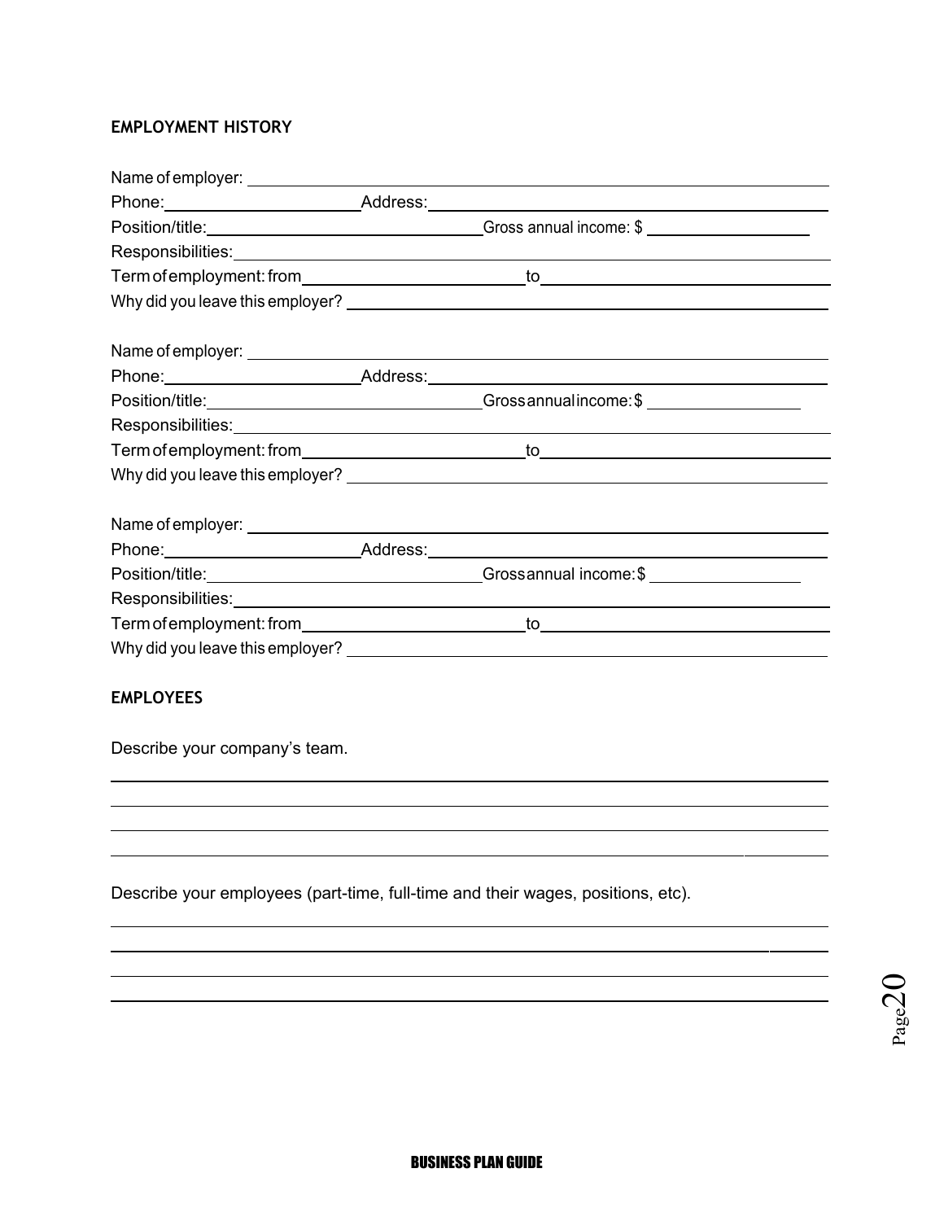**EMPLOYMENT HISTORY**

Name of employer: ______________________________________________

Phone: ____________________ Address: ____________________________________

Position/title: ____________________________ Gross annual income: $ __________________

Responsibilities: ______________________________________________

Term of employment: from ______________________ to ____________________________

Why did you leave this employer? ______________________________________________

Name of employer: ______________________________________________

Phone: ____________________ Address: ____________________________________

Position/title: ____________________________ Gross annual income: $ __________________

Responsibilities: ______________________________________________

Term of employment: from ______________________ to ____________________________

Why did you leave this employer? ______________________________________________

Name of employer: ______________________________________________

Phone: ____________________ Address: ____________________________________

Position/title: ____________________________ Gross annual income: $ __________________

Responsibilities: ______________________________________________

Term of employment: from ______________________ to ____________________________

Why did you leave this employer? ______________________________________________

**EMPLOYEES**

Describe your company's team.

______________________________________________

______________________________________________

______________________________________________

______________________________________________

Describe your employees (part-time, full-time and their wages, positions, etc).

______________________________________________

______________________________________________

______________________________________________

______________________________________________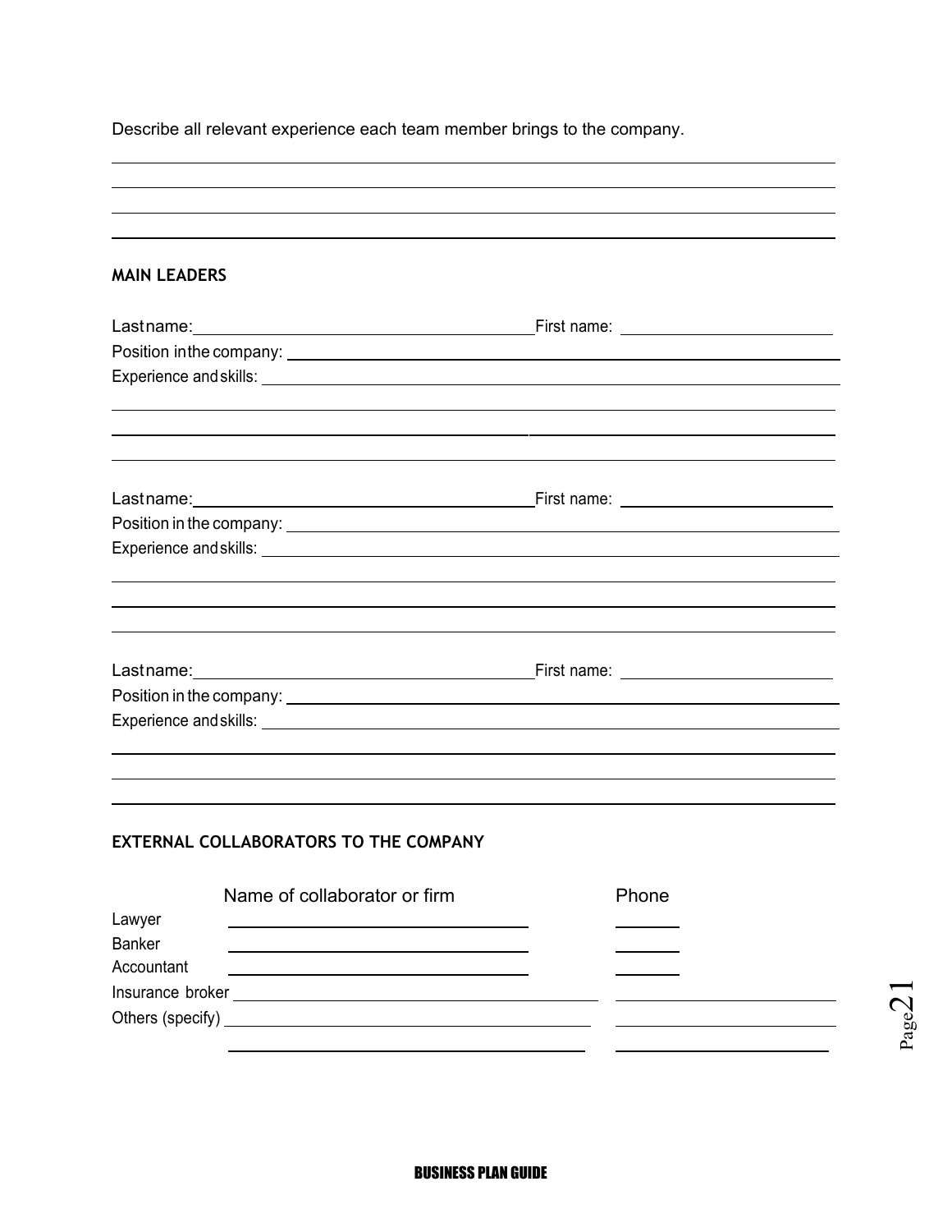Describe all relevant experience each team member brings to the company.

______________________________________________________________________________

______________________________________________________________________________

______________________________________________________________________________

______________________________________________________________________________

**MAIN LEADERS**

Lastname: ______________________________ First name: ____________________

Position in the company: ______________________________________________

Experience and skills: ________________________________________________

______________________________________________________________________________

______________________________________________________________________________

______________________________________________________________________________

Lastname: ______________________________ First name: ____________________

Position in the company: ______________________________________________

Experience and skills: ________________________________________________

______________________________________________________________________________

______________________________________________________________________________

______________________________________________________________________________

Lastname: ______________________________ First name: ____________________

Position in the company: ______________________________________________

Experience and skills: ________________________________________________

______________________________________________________________________________

______________________________________________________________________________

______________________________________________________________________________

**EXTERNAL COLLABORATORS TO THE COMPANY**

| | Name of collaborator or firm | Phone |
|---|---|---|
| Lawyer | | |
| Banker | | |
| Accountant | | |
| Insurance broker | | |
| Others (specify) | | |
| | | |

**BUSINESS PLAN GUIDE**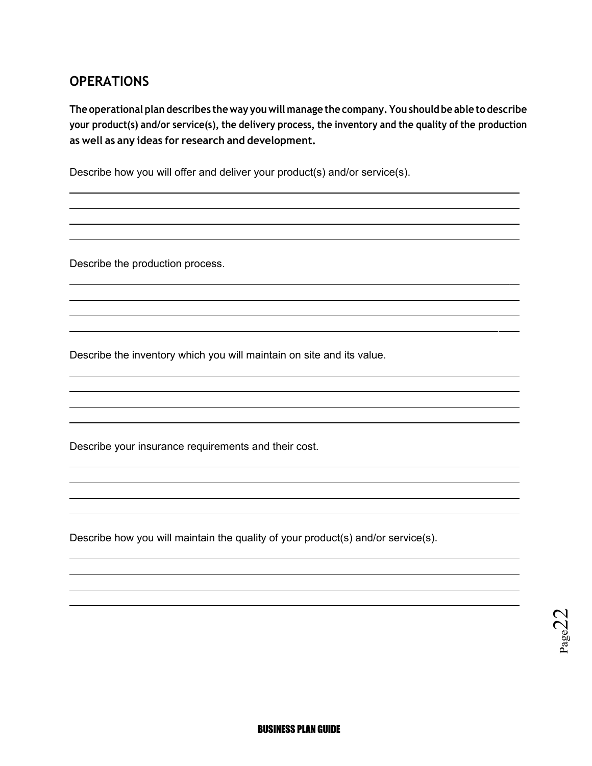## OPERATIONS

**The operational plan describes the way you will manage the company. You should be able to describe your product(s) and/or service(s), the delivery process, the inventory and the quality of the production as well as any ideas for research and development.**

Describe how you will offer and deliver your product(s) and/or service(s).

Describe the production process.

Describe the inventory which you will maintain on site and its value.

Describe your insurance requirements and their cost.

Describe how you will maintain the quality of your product(s) and/or service(s).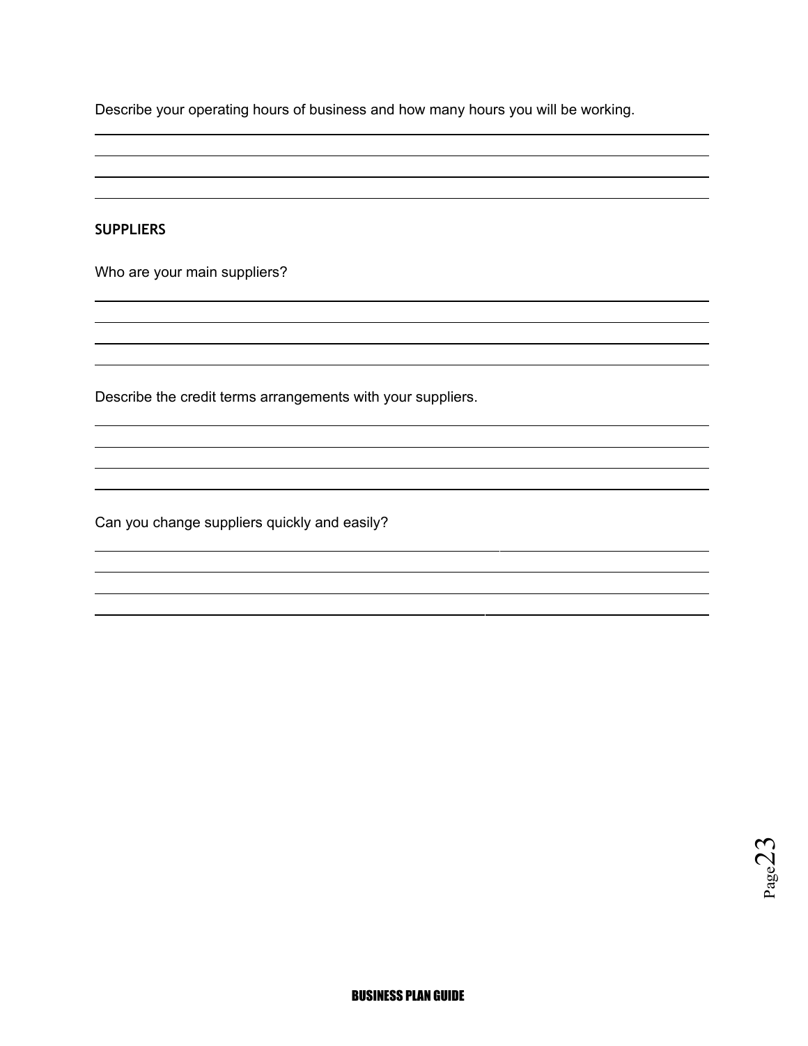Describe your operating hours of business and how many hours you will be working.

## SUPPLIERS

Who are your main suppliers?

Describe the credit terms arrangements with your suppliers.

Can you change suppliers quickly and easily?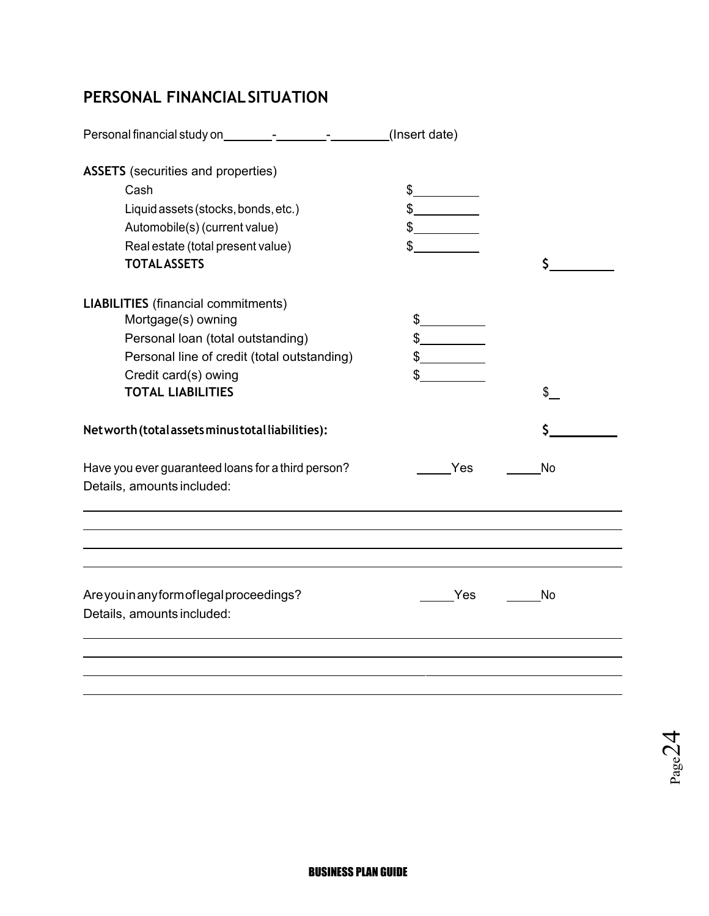## PERSONAL FINANCIAL SITUATION

Personal financial study on\_\_\_\_\_\_\_-\_\_\_\_\_\_\_-\_\_\_\_\_\_\_\_(Insert date)

**ASSETS** (securities and properties)

| | | |
|---|---|---|
| Cash | $\_\_\_\_\_\_\_\_\_ | |
| Liquid assets (stocks, bonds, etc.) | $\_\_\_\_\_\_\_\_\_ | |
| Automobile(s) (current value) | $\_\_\_\_\_\_\_\_\_ | |
| Real estate (total present value) | $\_\_\_\_\_\_\_\_\_ | |
| **TOTAL ASSETS** | | $\_\_\_\_\_\_\_\_\_ |

**LIABILITIES** (financial commitments)

| | | |
|---|---|---|
| Mortgage(s) owning | $\_\_\_\_\_\_\_\_\_ | |
| Personal loan (total outstanding) | $\_\_\_\_\_\_\_\_\_ | |
| Personal line of credit (total outstanding) | $\_\_\_\_\_\_\_\_\_ | |
| Credit card(s) owing | $\_\_\_\_\_\_\_\_\_ | |
| **TOTAL LIABILITIES** | | $\_ |

**Networth (total assets minus total liabilities):** $\_\_\_\_\_\_\_\_\_

Have you ever guaranteed loans for a third person? \_\_\_\_\_Yes \_\_\_\_\_No

Details, amounts included:

\_\_\_\_\_\_\_\_\_\_\_\_\_\_\_\_\_\_\_\_\_\_\_\_\_\_\_\_\_\_\_\_\_\_\_\_\_\_\_\_\_\_\_\_\_\_\_\_\_\_\_\_\_\_\_\_\_\_\_\_\_\_

\_\_\_\_\_\_\_\_\_\_\_\_\_\_\_\_\_\_\_\_\_\_\_\_\_\_\_\_\_\_\_\_\_\_\_\_\_\_\_\_\_\_\_\_\_\_\_\_\_\_\_\_\_\_\_\_\_\_\_\_\_\_

\_\_\_\_\_\_\_\_\_\_\_\_\_\_\_\_\_\_\_\_\_\_\_\_\_\_\_\_\_\_\_\_\_\_\_\_\_\_\_\_\_\_\_\_\_\_\_\_\_\_\_\_\_\_\_\_\_\_\_\_\_\_

\_\_\_\_\_\_\_\_\_\_\_\_\_\_\_\_\_\_\_\_\_\_\_\_\_\_\_\_\_\_\_\_\_\_\_\_\_\_\_\_\_\_\_\_\_\_\_\_\_\_\_\_\_\_\_\_\_\_\_\_\_\_

Are you in any form of legal proceedings? \_\_\_\_\_Yes \_\_\_\_\_No

Details, amounts included:

\_\_\_\_\_\_\_\_\_\_\_\_\_\_\_\_\_\_\_\_\_\_\_\_\_\_\_\_\_\_\_\_\_\_\_\_\_\_\_\_\_\_\_\_\_\_\_\_\_\_\_\_\_\_\_\_\_\_\_\_\_\_

\_\_\_\_\_\_\_\_\_\_\_\_\_\_\_\_\_\_\_\_\_\_\_\_\_\_\_\_\_\_\_\_\_\_\_\_\_\_\_\_\_\_\_\_\_\_\_\_\_\_\_\_\_\_\_\_\_\_\_\_\_\_

\_\_\_\_\_\_\_\_\_\_\_\_\_\_\_\_\_\_\_\_\_\_\_\_\_\_\_\_\_\_\_\_\_\_\_\_\_\_\_\_\_\_\_\_\_\_\_\_\_\_\_\_\_\_\_\_\_\_\_\_\_\_

\_\_\_\_\_\_\_\_\_\_\_\_\_\_\_\_\_\_\_\_\_\_\_\_\_\_\_\_\_\_\_\_\_\_\_\_\_\_\_\_\_\_\_\_\_\_\_\_\_\_\_\_\_\_\_\_\_\_\_\_\_\_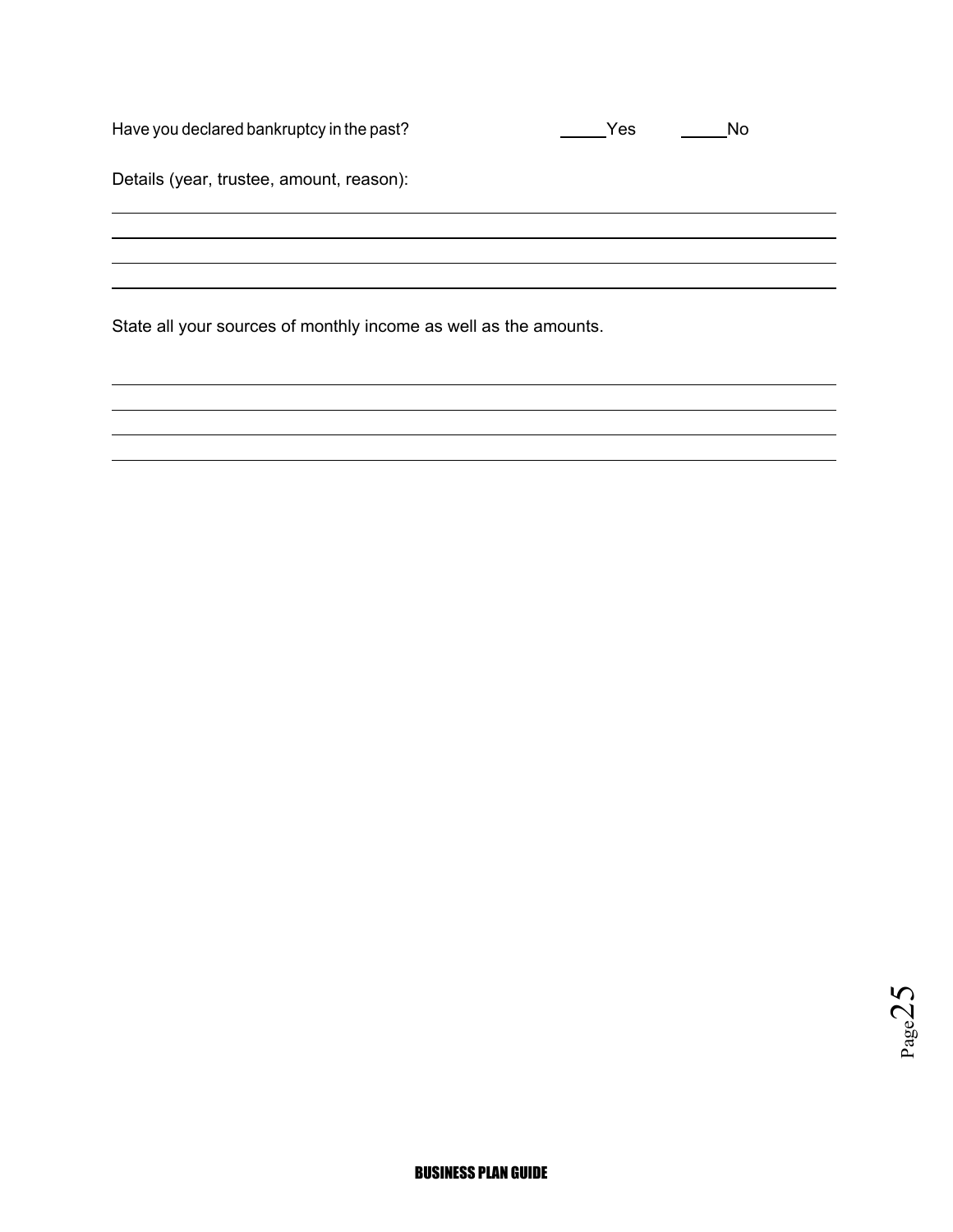Have you declared bankruptcy in the past? _____Yes _____No

Details (year, trustee, amount, reason):

___________________________________________________________________________

___________________________________________________________________________

___________________________________________________________________________

___________________________________________________________________________

State all your sources of monthly income as well as the amounts.

___________________________________________________________________________

___________________________________________________________________________

___________________________________________________________________________

___________________________________________________________________________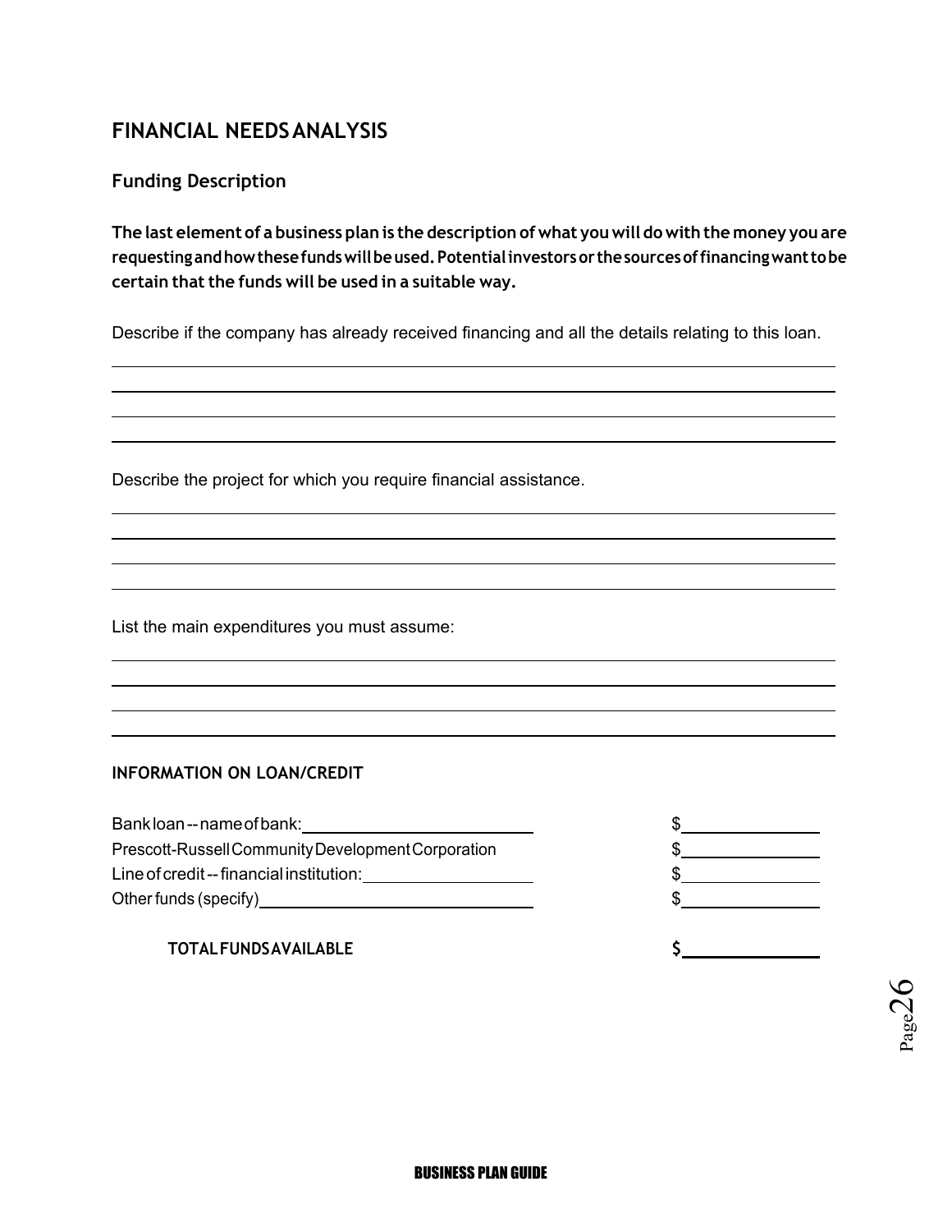## FINANCIAL NEEDS ANALYSIS

### Funding Description

**The last element of a business plan is the description of what you will do with the money you are requesting and how these funds will be used. Potential investors or the sources of financing want to be certain that the funds will be used in a suitable way.**

Describe if the company has already received financing and all the details relating to this loan.

______________________________________________________________________

______________________________________________________________________

______________________________________________________________________

______________________________________________________________________

Describe the project for which you require financial assistance.

______________________________________________________________________

______________________________________________________________________

______________________________________________________________________

______________________________________________________________________

List the main expenditures you must assume:

______________________________________________________________________

______________________________________________________________________

______________________________________________________________________

______________________________________________________________________

#### INFORMATION ON LOAN/CREDIT

| | |
|---|---|
| Bank loan -- name of bank: ____________________ | $____________ |
| Prescott-Russell Community Development Corporation | $____________ |
| Line of credit -- financial institution: ____________________ | $____________ |
| Other funds (specify) ____________________ | $____________ |
| **TOTAL FUNDS AVAILABLE** | **$____________** |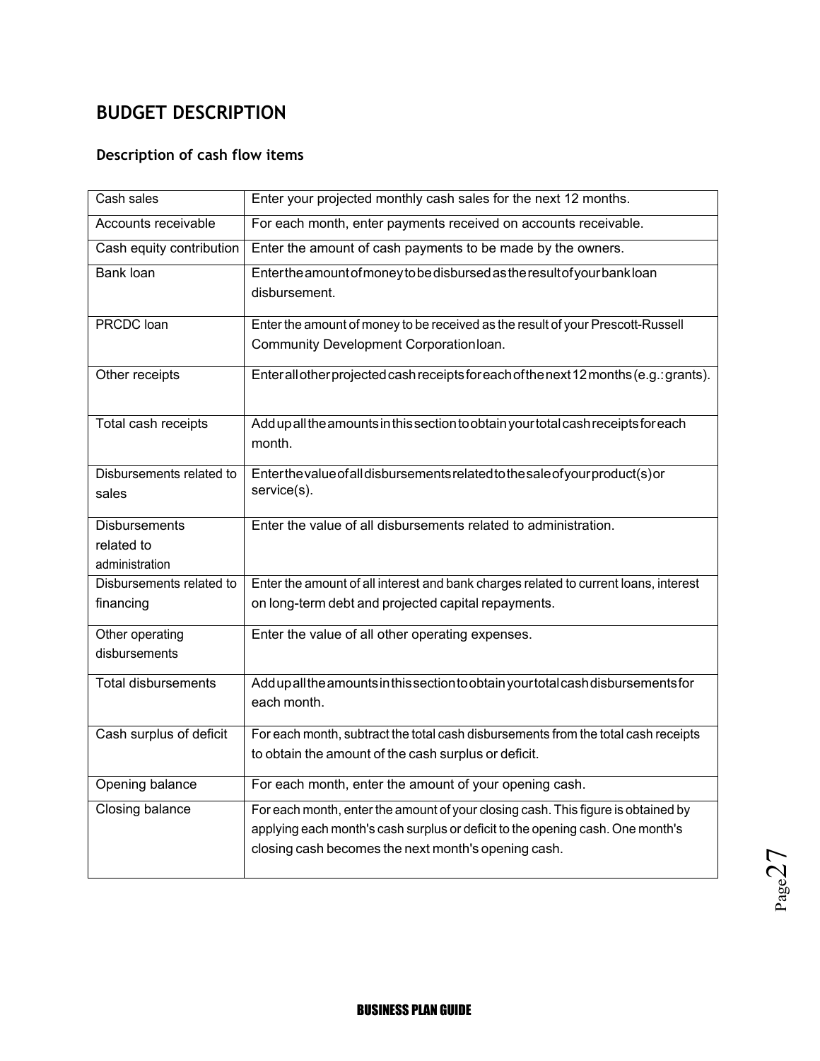## BUDGET DESCRIPTION

### Description of cash flow items

| | |
|---|---|
| Cash sales | Enter your projected monthly cash sales for the next 12 months. |
| Accounts receivable | For each month, enter payments received on accounts receivable. |
| Cash equity contribution | Enter the amount of cash payments to be made by the owners. |
| Bank loan | Enter the amount of money to be disbursed as the result of your bank loan disbursement. |
| PRCDC loan | Enter the amount of money to be received as the result of your Prescott-Russell Community Development Corporationloan. |
| Other receipts | Enter all other projected cash receipts for each of the next 12 months (e.g.: grants). |
| Total cash receipts | Add up all the amounts in this section to obtain your total cash receipts for each month. |
| Disbursements related to sales | Enter the value of all disbursements related to the sale of your product(s) or service(s). |
| Disbursements related to administration | Enter the value of all disbursements related to administration. |
| Disbursements related to financing | Enter the amount of all interest and bank charges related to current loans, interest on long-term debt and projected capital repayments. |
| Other operating disbursements | Enter the value of all other operating expenses. |
| Total disbursements | Add up all the amounts in this section to obtain your total cash disbursements for each month. |
| Cash surplus of deficit | For each month, subtract the total cash disbursements from the total cash receipts to obtain the amount of the cash surplus or deficit. |
| Opening balance | For each month, enter the amount of your opening cash. |
| Closing balance | For each month, enter the amount of your closing cash. This figure is obtained by applying each month's cash surplus or deficit to the opening cash. One month's closing cash becomes the next month's opening cash. |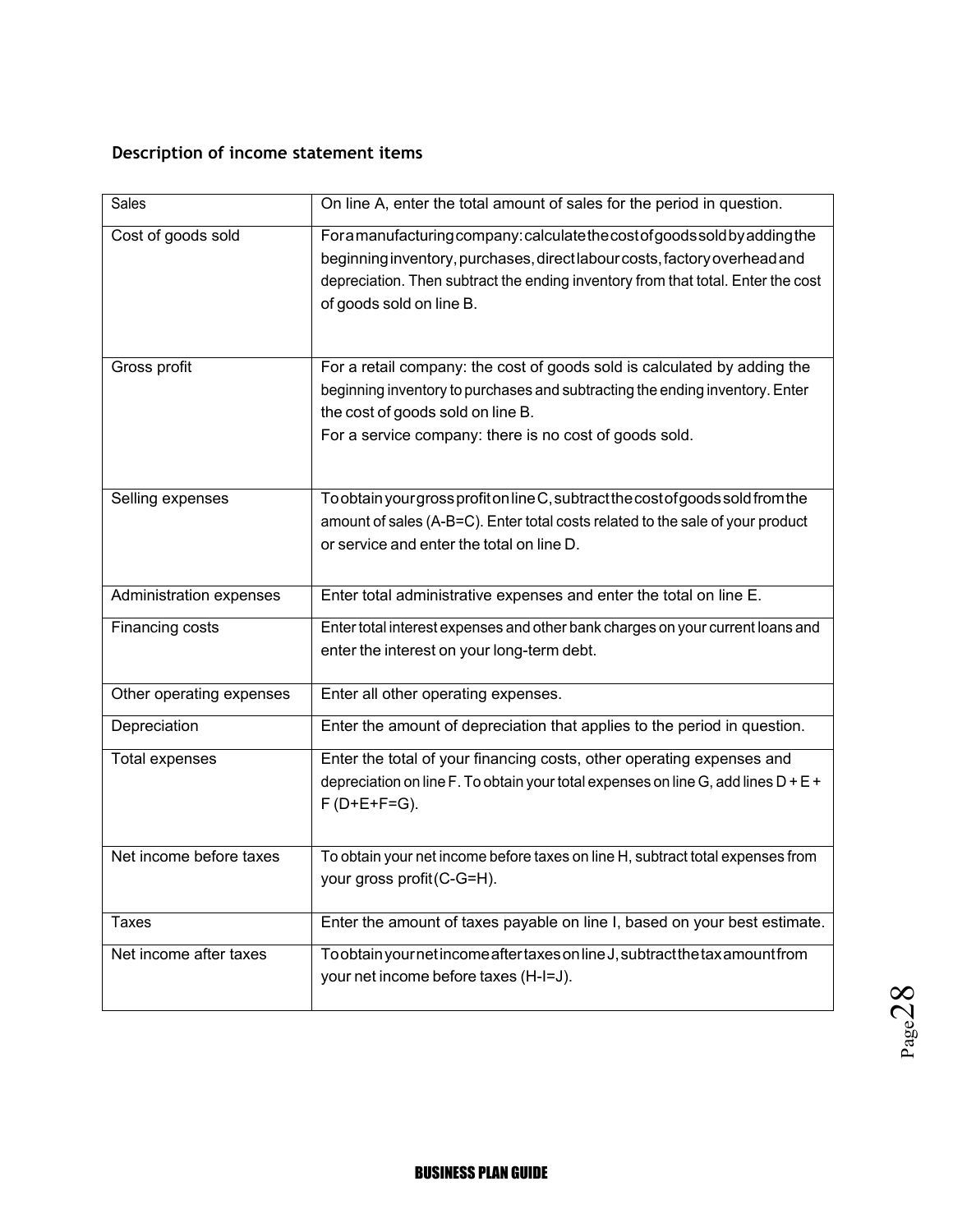**Description of income statement items**

| Sales | On line A, enter the total amount of sales for the period in question. |
|---|---|
| Cost of goods sold | For a manufacturing company: calculate the cost of goods sold by adding the beginning inventory, purchases, direct labour costs, factory overhead and depreciation. Then subtract the ending inventory from that total. Enter the cost of goods sold on line B. |
| Gross profit | For a retail company: the cost of goods sold is calculated by adding the beginning inventory to purchases and subtracting the ending inventory. Enter the cost of goods sold on line B.<br>For a service company: there is no cost of goods sold. |
| Selling expenses | To obtain your gross profit on line C, subtract the cost of goods sold from the amount of sales (A-B=C). Enter total costs related to the sale of your product or service and enter the total on line D. |
| Administration expenses | Enter total administrative expenses and enter the total on line E. |
| Financing costs | Enter total interest expenses and other bank charges on your current loans and enter the interest on your long-term debt. |
| Other operating expenses | Enter all other operating expenses. |
| Depreciation | Enter the amount of depreciation that applies to the period in question. |
| Total expenses | Enter the total of your financing costs, other operating expenses and depreciation on line F. To obtain your total expenses on line G, add lines D + E + F (D+E+F=G). |
| Net income before taxes | To obtain your net income before taxes on line H, subtract total expenses from your gross profit (C-G=H). |
| Taxes | Enter the amount of taxes payable on line I, based on your best estimate. |
| Net income after taxes | To obtain your net income after taxes on line J, subtract the tax amount from your net income before taxes (H-I=J). |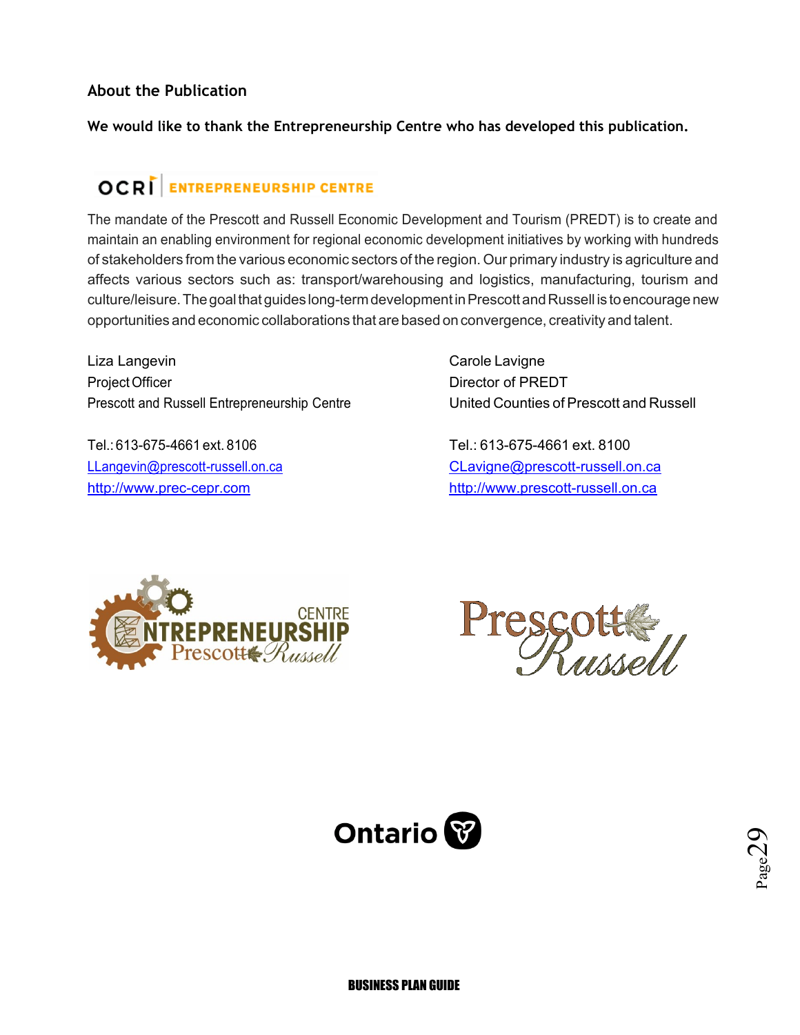## About the Publication

**We would like to thank the Entrepreneurship Centre who has developed this publication.**

OCRI ENTREPRENEURSHIP CENTRE

The mandate of the Prescott and Russell Economic Development and Tourism (PREDT) is to create and maintain an enabling environment for regional economic development initiatives by working with hundreds of stakeholders from the various economic sectors of the region. Our primary industry is agriculture and affects various sectors such as: transport/warehousing and logistics, manufacturing, tourism and culture/leisure. The goal that guides long-term development in Prescott and Russell is to encourage new opportunities and economic collaborations that are based on convergence, creativity and talent.

Liza Langevin
Project Officer
Prescott and Russell Entrepreneurship Centre

Tel.: 613-675-4661 ext. 8106
LLangevin@prescott-russell.on.ca
http://www.prec-cepr.com

Carole Lavigne
Director of PREDT
United Counties of Prescott and Russell

Tel.: 613-675-4661 ext. 8100
CLavigne@prescott-russell.on.ca
http://www.prescott-russell.on.ca

CENTRE ENTREPRENEURSHIP Prescott Russell

Prescott Russell

Ontario

BUSINESS PLAN GUIDE